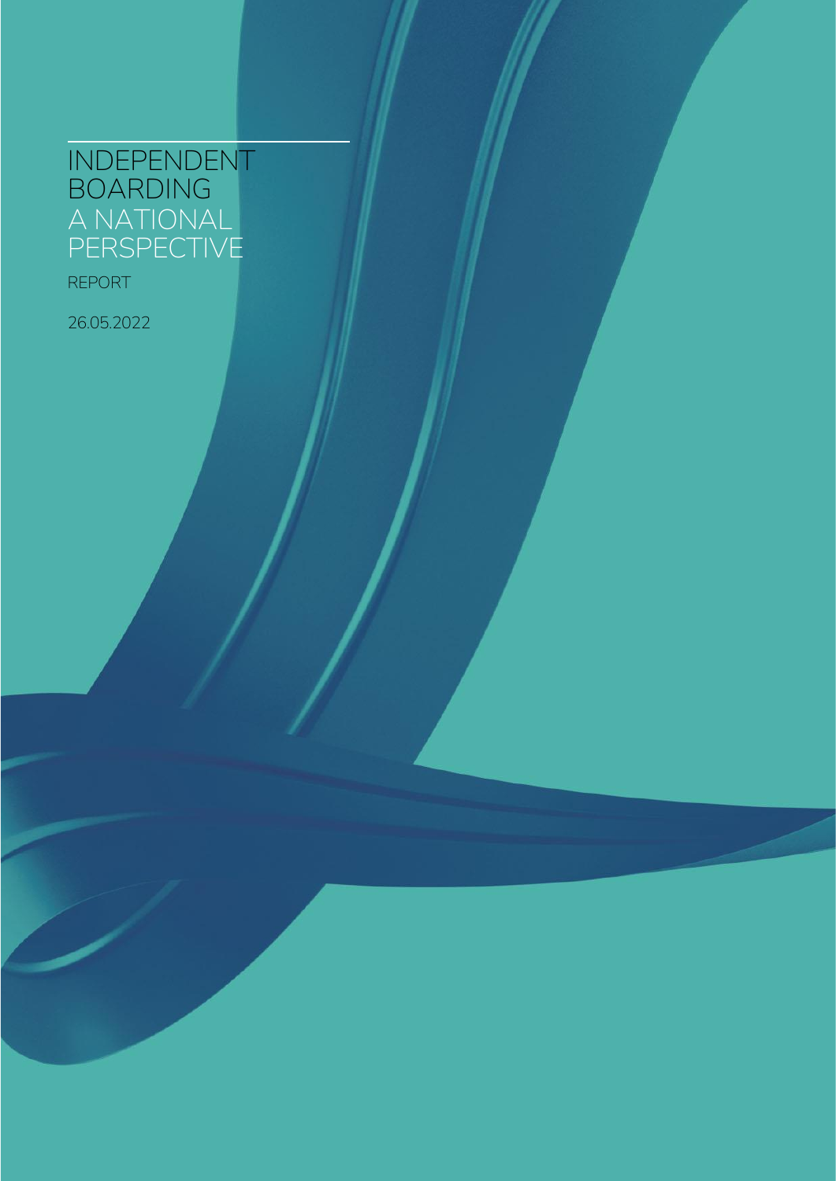# INDEPENDENT BOARDING
## A NATIONAL PERSPECTIVE

REPORT

26.05.2022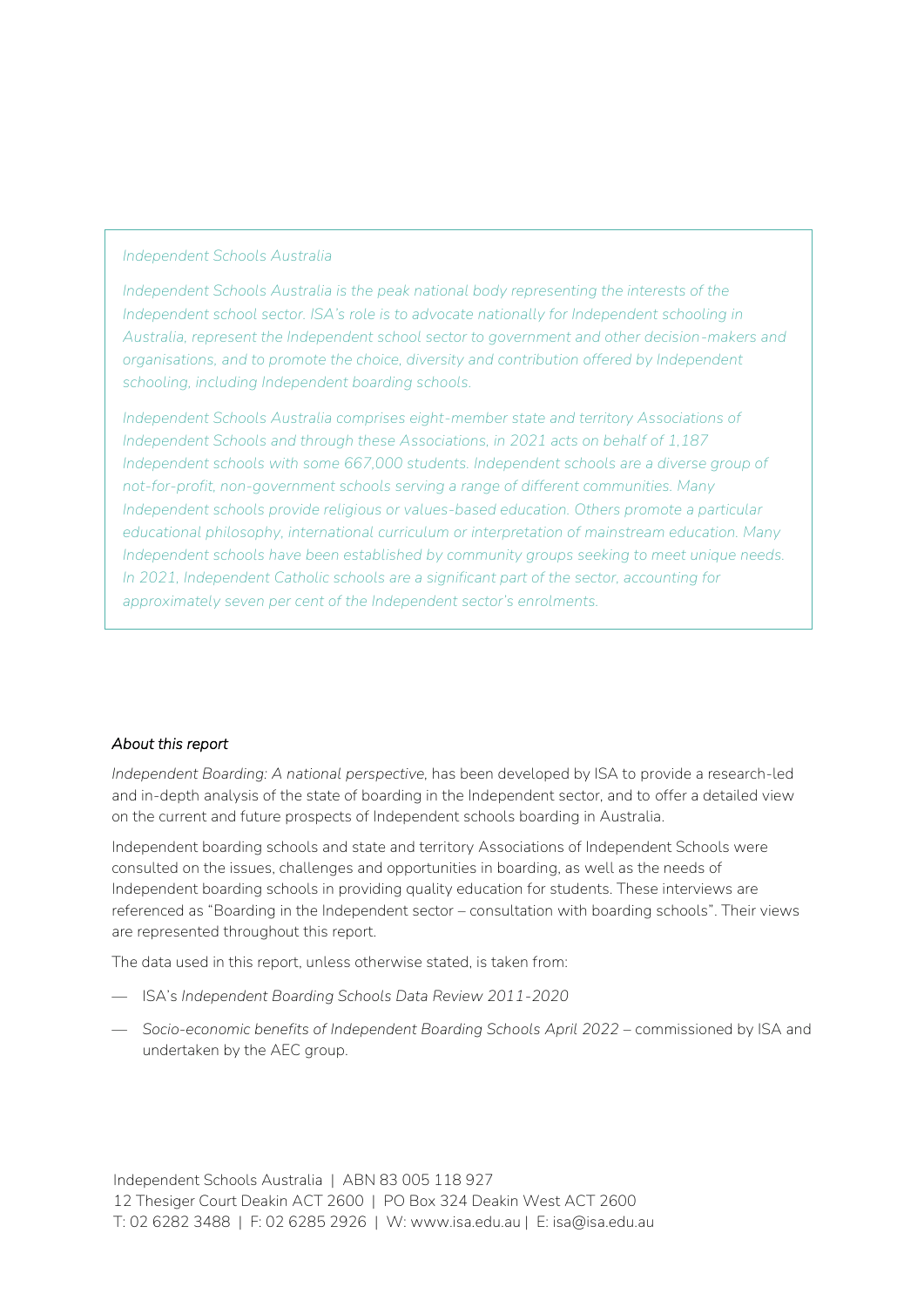*Independent Schools Australia*

*Independent Schools Australia is the peak national body representing the interests of the Independent school sector. ISA's role is to advocate nationally for Independent schooling in Australia, represent the Independent school sector to government and other decision-makers and organisations, and to promote the choice, diversity and contribution offered by Independent schooling, including Independent boarding schools.*

*Independent Schools Australia comprises eight-member state and territory Associations of Independent Schools and through these Associations, in 2021 acts on behalf of 1,187 Independent schools with some 667,000 students. Independent schools are a diverse group of not-for-profit, non-government schools serving a range of different communities. Many Independent schools provide religious or values-based education. Others promote a particular educational philosophy, international curriculum or interpretation of mainstream education. Many Independent schools have been established by community groups seeking to meet unique needs. In 2021, Independent Catholic schools are a significant part of the sector, accounting for approximately seven per cent of the Independent sector's enrolments.*

*About this report*

*Independent Boarding: A national perspective*, has been developed by ISA to provide a research-led and in-depth analysis of the state of boarding in the Independent sector, and to offer a detailed view on the current and future prospects of Independent schools boarding in Australia.

Independent boarding schools and state and territory Associations of Independent Schools were consulted on the issues, challenges and opportunities in boarding, as well as the needs of Independent boarding schools in providing quality education for students. These interviews are referenced as "Boarding in the Independent sector – consultation with boarding schools". Their views are represented throughout this report.

The data used in this report, unless otherwise stated, is taken from:

- ISA's *Independent Boarding Schools Data Review 2011-2020*
- *Socio-economic benefits of Independent Boarding Schools April 2022* – commissioned by ISA and undertaken by the AEC group.

Independent Schools Australia | ABN 83 005 118 927
12 Thesiger Court Deakin ACT 2600 | PO Box 324 Deakin West ACT 2600
T: 02 6282 3488 | F: 02 6285 2926 | W: www.isa.edu.au | E: isa@isa.edu.au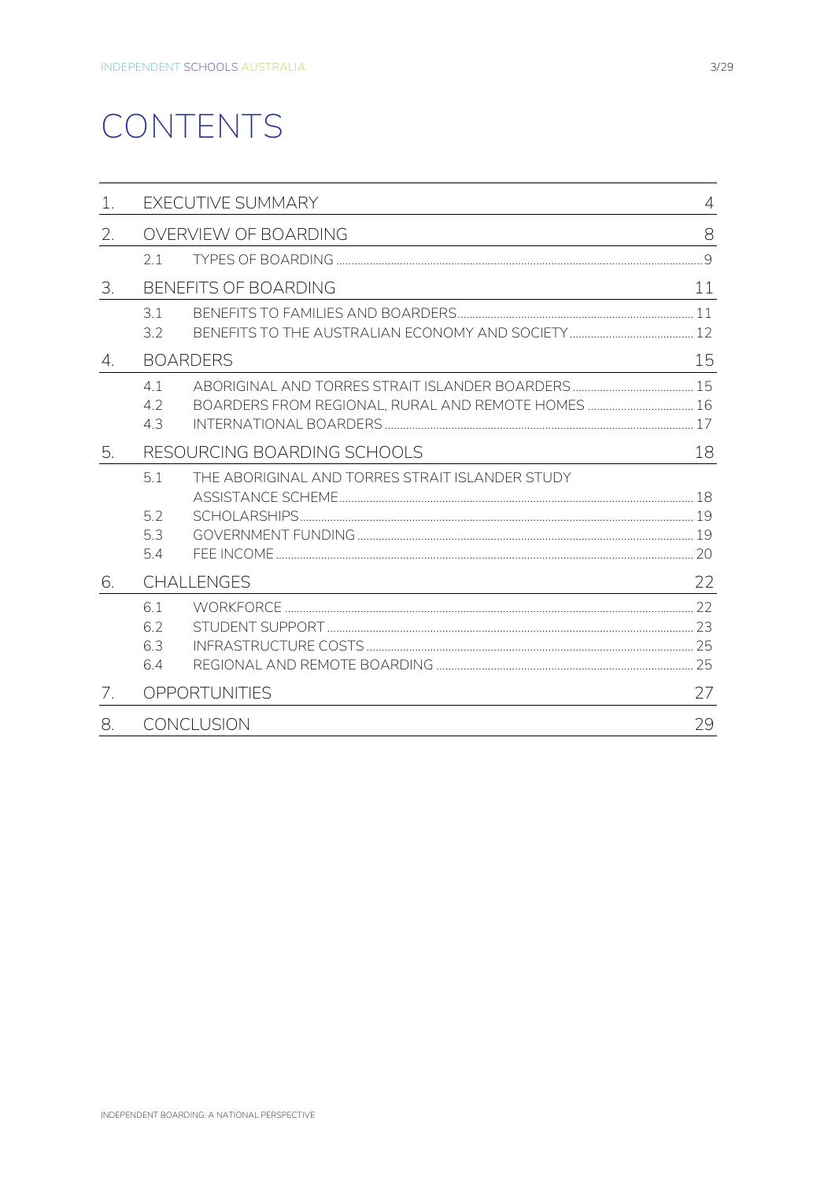# CONTENTS

| | | | |
|---|---|---|---|
| 1. | EXECUTIVE SUMMARY | | 4 |
| 2. | OVERVIEW OF BOARDING | | 8 |
| | 2.1 | TYPES OF BOARDING | 9 |
| 3. | BENEFITS OF BOARDING | | 11 |
| | 3.1 | BENEFITS TO FAMILIES AND BOARDERS | 11 |
| | 3.2 | BENEFITS TO THE AUSTRALIAN ECONOMY AND SOCIETY | 12 |
| 4. | BOARDERS | | 15 |
| | 4.1 | ABORIGINAL AND TORRES STRAIT ISLANDER BOARDERS | 15 |
| | 4.2 | BOARDERS FROM REGIONAL, RURAL AND REMOTE HOMES | 16 |
| | 4.3 | INTERNATIONAL BOARDERS | 17 |
| 5. | RESOURCING BOARDING SCHOOLS | | 18 |
| | 5.1 | THE ABORIGINAL AND TORRES STRAIT ISLANDER STUDY ASSISTANCE SCHEME | 18 |
| | 5.2 | SCHOLARSHIPS | 19 |
| | 5.3 | GOVERNMENT FUNDING | 19 |
| | 5.4 | FEE INCOME | 20 |
| 6. | CHALLENGES | | 22 |
| | 6.1 | WORKFORCE | 22 |
| | 6.2 | STUDENT SUPPORT | 23 |
| | 6.3 | INFRASTRUCTURE COSTS | 25 |
| | 6.4 | REGIONAL AND REMOTE BOARDING | 25 |
| 7. | OPPORTUNITIES | | 27 |
| 8. | CONCLUSION | | 29 |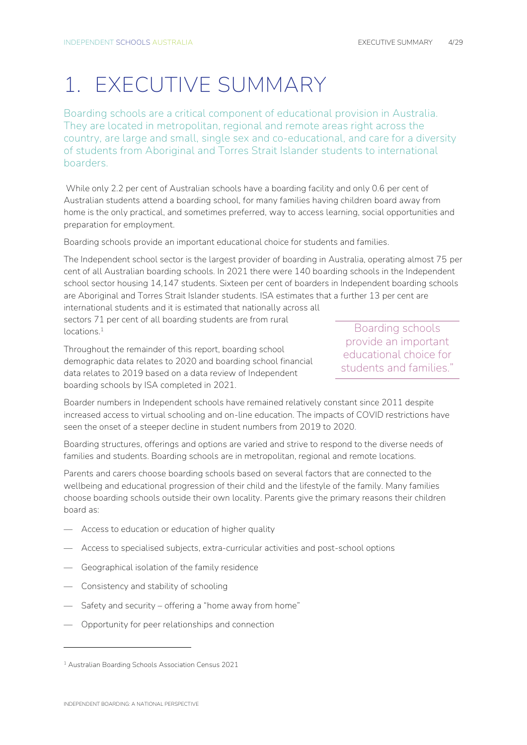# 1. EXECUTIVE SUMMARY

Boarding schools are a critical component of educational provision in Australia. They are located in metropolitan, regional and remote areas right across the country, are large and small, single sex and co-educational, and care for a diversity of students from Aboriginal and Torres Strait Islander students to international boarders.

While only 2.2 per cent of Australian schools have a boarding facility and only 0.6 per cent of Australian students attend a boarding school, for many families having children board away from home is the only practical, and sometimes preferred, way to access learning, social opportunities and preparation for employment.

Boarding schools provide an important educational choice for students and families.

The Independent school sector is the largest provider of boarding in Australia, operating almost 75 per cent of all Australian boarding schools. In 2021 there were 140 boarding schools in the Independent school sector housing 14,147 students. Sixteen per cent of boarders in Independent boarding schools are Aboriginal and Torres Strait Islander students. ISA estimates that a further 13 per cent are international students and it is estimated that nationally across all sectors 71 per cent of all boarding students are from rural locations.[1]

> Boarding schools provide an important educational choice for students and families."

Throughout the remainder of this report, boarding school demographic data relates to 2020 and boarding school financial data relates to 2019 based on a data review of Independent boarding schools by ISA completed in 2021.

Boarder numbers in Independent schools have remained relatively constant since 2011 despite increased access to virtual schooling and on-line education. The impacts of COVID restrictions have seen the onset of a steeper decline in student numbers from 2019 to 2020.

Boarding structures, offerings and options are varied and strive to respond to the diverse needs of families and students. Boarding schools are in metropolitan, regional and remote locations.

Parents and carers choose boarding schools based on several factors that are connected to the wellbeing and educational progression of their child and the lifestyle of the family. Many families choose boarding schools outside their own locality. Parents give the primary reasons their children board as:

- Access to education or education of higher quality
- Access to specialised subjects, extra-curricular activities and post-school options
- Geographical isolation of the family residence
- Consistency and stability of schooling
- Safety and security – offering a "home away from home"
- Opportunity for peer relationships and connection

---

[1] Australian Boarding Schools Association Census 2021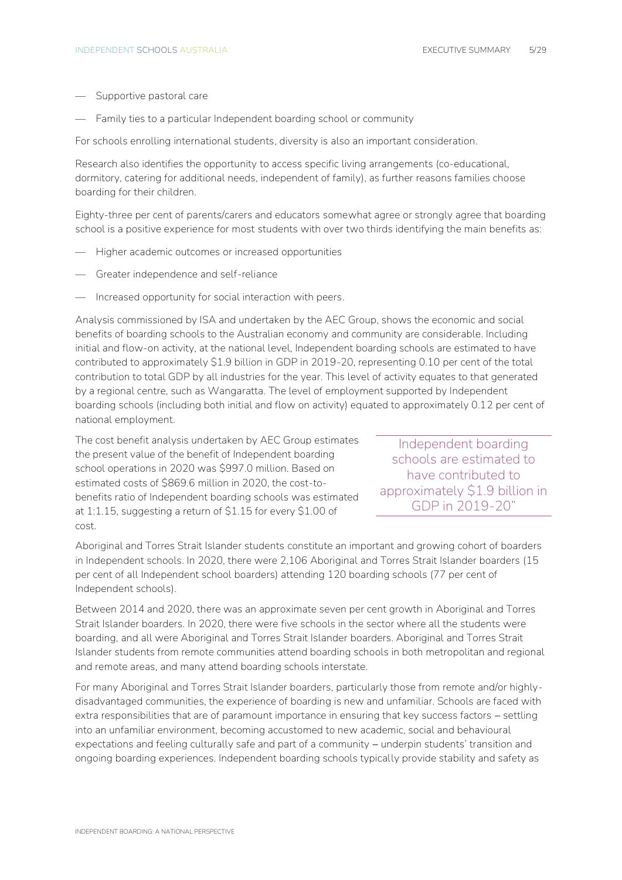- Supportive pastoral care
- Family ties to a particular Independent boarding school or community

For schools enrolling international students, diversity is also an important consideration.

Research also identifies the opportunity to access specific living arrangements (co-educational, dormitory, catering for additional needs, independent of family), as further reasons families choose boarding for their children.

Eighty-three per cent of parents/carers and educators somewhat agree or strongly agree that boarding school is a positive experience for most students with over two thirds identifying the main benefits as:

- Higher academic outcomes or increased opportunities
- Greater independence and self-reliance
- Increased opportunity for social interaction with peers.

Analysis commissioned by ISA and undertaken by the AEC Group, shows the economic and social benefits of boarding schools to the Australian economy and community are considerable. Including initial and flow-on activity, at the national level, Independent boarding schools are estimated to have contributed to approximately $1.9 billion in GDP in 2019-20, representing 0.10 per cent of the total contribution to total GDP by all industries for the year. This level of activity equates to that generated by a regional centre, such as Wangaratta. The level of employment supported by Independent boarding schools (including both initial and flow on activity) equated to approximately 0.12 per cent of national employment.

The cost benefit analysis undertaken by AEC Group estimates the present value of the benefit of Independent boarding school operations in 2020 was $997.0 million. Based on estimated costs of $869.6 million in 2020, the cost-to-benefits ratio of Independent boarding schools was estimated at 1:1.15, suggesting a return of $1.15 for every $1.00 of cost.

> Independent boarding schools are estimated to have contributed to approximately $1.9 billion in GDP in 2019-20"

Aboriginal and Torres Strait Islander students constitute an important and growing cohort of boarders in Independent schools. In 2020, there were 2,106 Aboriginal and Torres Strait Islander boarders (15 per cent of all Independent school boarders) attending 120 boarding schools (77 per cent of Independent schools).

Between 2014 and 2020, there was an approximate seven per cent growth in Aboriginal and Torres Strait Islander boarders. In 2020, there were five schools in the sector where all the students were boarding, and all were Aboriginal and Torres Strait Islander boarders. Aboriginal and Torres Strait Islander students from remote communities attend boarding schools in both metropolitan and regional and remote areas, and many attend boarding schools interstate.

For many Aboriginal and Torres Strait Islander boarders, particularly those from remote and/or highly-disadvantaged communities, the experience of boarding is new and unfamiliar. Schools are faced with extra responsibilities that are of paramount importance in ensuring that key success factors – settling into an unfamiliar environment, becoming accustomed to new academic, social and behavioural expectations and feeling culturally safe and part of a community – underpin students' transition and ongoing boarding experiences. Independent boarding schools typically provide stability and safety as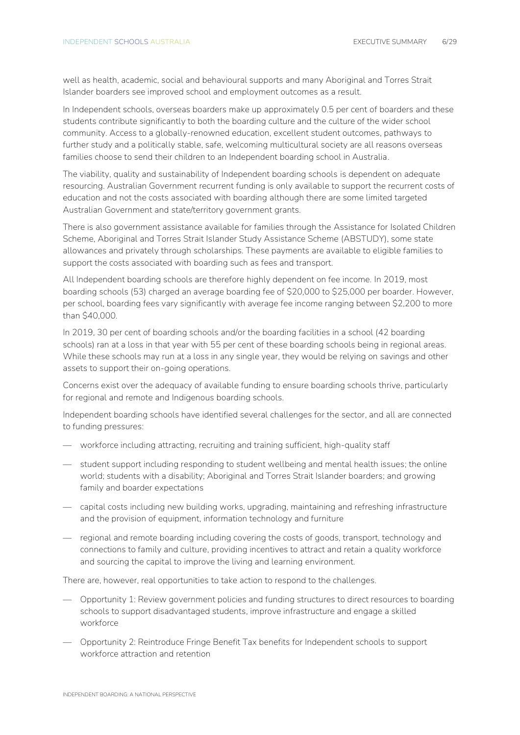well as health, academic, social and behavioural supports and many Aboriginal and Torres Strait Islander boarders see improved school and employment outcomes as a result.

In Independent schools, overseas boarders make up approximately 0.5 per cent of boarders and these students contribute significantly to both the boarding culture and the culture of the wider school community. Access to a globally-renowned education, excellent student outcomes, pathways to further study and a politically stable, safe, welcoming multicultural society are all reasons overseas families choose to send their children to an Independent boarding school in Australia.

The viability, quality and sustainability of Independent boarding schools is dependent on adequate resourcing. Australian Government recurrent funding is only available to support the recurrent costs of education and not the costs associated with boarding although there are some limited targeted Australian Government and state/territory government grants.

There is also government assistance available for families through the Assistance for Isolated Children Scheme, Aboriginal and Torres Strait Islander Study Assistance Scheme (ABSTUDY), some state allowances and privately through scholarships. These payments are available to eligible families to support the costs associated with boarding such as fees and transport.

All Independent boarding schools are therefore highly dependent on fee income. In 2019, most boarding schools (53) charged an average boarding fee of $20,000 to $25,000 per boarder. However, per school, boarding fees vary significantly with average fee income ranging between $2,200 to more than $40,000.

In 2019, 30 per cent of boarding schools and/or the boarding facilities in a school (42 boarding schools) ran at a loss in that year with 55 per cent of these boarding schools being in regional areas. While these schools may run at a loss in any single year, they would be relying on savings and other assets to support their on-going operations.

Concerns exist over the adequacy of available funding to ensure boarding schools thrive, particularly for regional and remote and Indigenous boarding schools.

Independent boarding schools have identified several challenges for the sector, and all are connected to funding pressures:

- workforce including attracting, recruiting and training sufficient, high-quality staff
- student support including responding to student wellbeing and mental health issues; the online world; students with a disability; Aboriginal and Torres Strait Islander boarders; and growing family and boarder expectations
- capital costs including new building works, upgrading, maintaining and refreshing infrastructure and the provision of equipment, information technology and furniture
- regional and remote boarding including covering the costs of goods, transport, technology and connections to family and culture, providing incentives to attract and retain a quality workforce and sourcing the capital to improve the living and learning environment.

There are, however, real opportunities to take action to respond to the challenges.

- Opportunity 1: Review government policies and funding structures to direct resources to boarding schools to support disadvantaged students, improve infrastructure and engage a skilled workforce
- Opportunity 2: Reintroduce Fringe Benefit Tax benefits for Independent schools to support workforce attraction and retention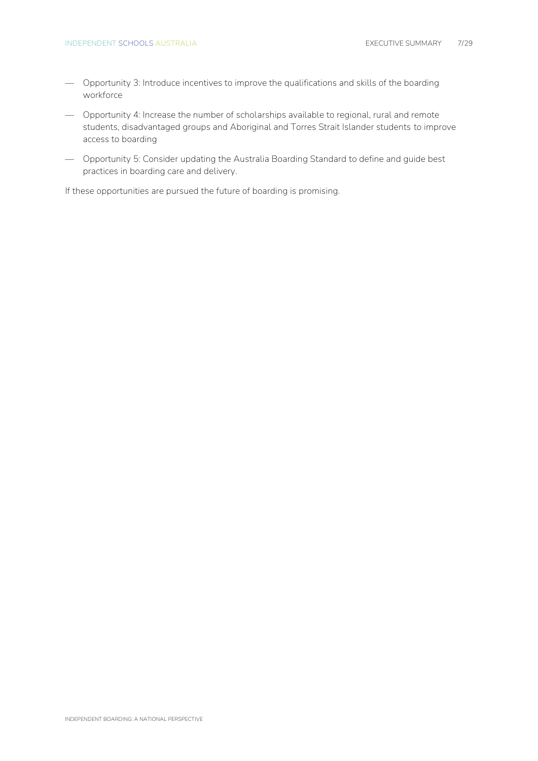- Opportunity 3: Introduce incentives to improve the qualifications and skills of the boarding workforce
- Opportunity 4: Increase the number of scholarships available to regional, rural and remote students, disadvantaged groups and Aboriginal and Torres Strait Islander students to improve access to boarding
- Opportunity 5: Consider updating the Australia Boarding Standard to define and guide best practices in boarding care and delivery.

If these opportunities are pursued the future of boarding is promising.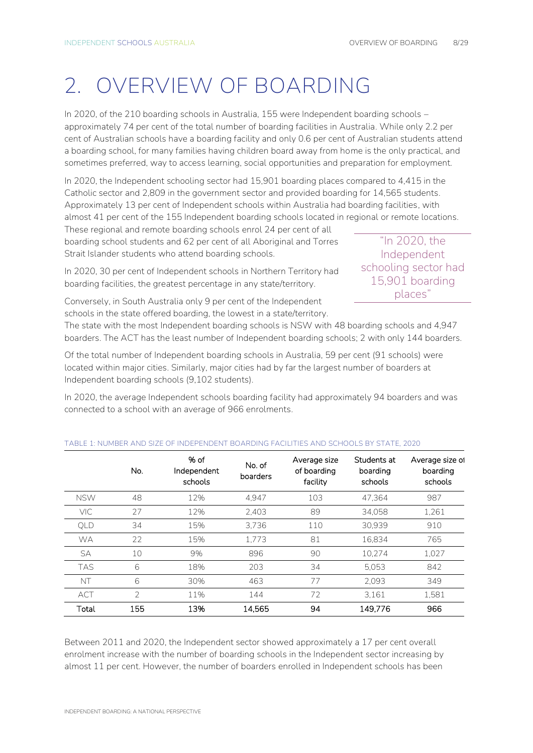# 2. OVERVIEW OF BOARDING

In 2020, of the 210 boarding schools in Australia, 155 were Independent boarding schools – approximately 74 per cent of the total number of boarding facilities in Australia. While only 2.2 per cent of Australian schools have a boarding facility and only 0.6 per cent of Australian students attend a boarding school, for many families having children board away from home is the only practical, and sometimes preferred, way to access learning, social opportunities and preparation for employment.

In 2020, the Independent schooling sector had 15,901 boarding places compared to 4,415 in the Catholic sector and 2,809 in the government sector and provided boarding for 14,565 students. Approximately 13 per cent of Independent schools within Australia had boarding facilities, with almost 41 per cent of the 155 Independent boarding schools located in regional or remote locations. These regional and remote boarding schools enrol 24 per cent of all boarding school students and 62 per cent of all Aboriginal and Torres Strait Islander students who attend boarding schools.

> "In 2020, the Independent schooling sector had 15,901 boarding places"

In 2020, 30 per cent of Independent schools in Northern Territory had boarding facilities, the greatest percentage in any state/territory.

Conversely, in South Australia only 9 per cent of the Independent schools in the state offered boarding, the lowest in a state/territory. The state with the most Independent boarding schools is NSW with 48 boarding schools and 4,947 boarders. The ACT has the least number of Independent boarding schools; 2 with only 144 boarders.

Of the total number of Independent boarding schools in Australia, 59 per cent (91 schools) were located within major cities. Similarly, major cities had by far the largest number of boarders at Independent boarding schools (9,102 students).

In 2020, the average Independent schools boarding facility had approximately 94 boarders and was connected to a school with an average of 966 enrolments.

TABLE 1: NUMBER AND SIZE OF INDEPENDENT BOARDING FACILITIES AND SCHOOLS BY STATE, 2020

| | No. | % of Independent schools | No. of boarders | Average size of boarding facility | Students at boarding schools | Average size of boarding schools |
|---|---|---|---|---|---|---|
| NSW | 48 | 12% | 4,947 | 103 | 47,364 | 987 |
| VIC | 27 | 12% | 2,403 | 89 | 34,058 | 1,261 |
| QLD | 34 | 15% | 3,736 | 110 | 30,939 | 910 |
| WA | 22 | 15% | 1,773 | 81 | 16,834 | 765 |
| SA | 10 | 9% | 896 | 90 | 10,274 | 1,027 |
| TAS | 6 | 18% | 203 | 34 | 5,053 | 842 |
| NT | 6 | 30% | 463 | 77 | 2,093 | 349 |
| ACT | 2 | 11% | 144 | 72 | 3,161 | 1,581 |
| **Total** | **155** | **13%** | **14,565** | **94** | **149,776** | **966** |

Between 2011 and 2020, the Independent sector showed approximately a 17 per cent overall enrolment increase with the number of boarding schools in the Independent sector increasing by almost 11 per cent. However, the number of boarders enrolled in Independent schools has been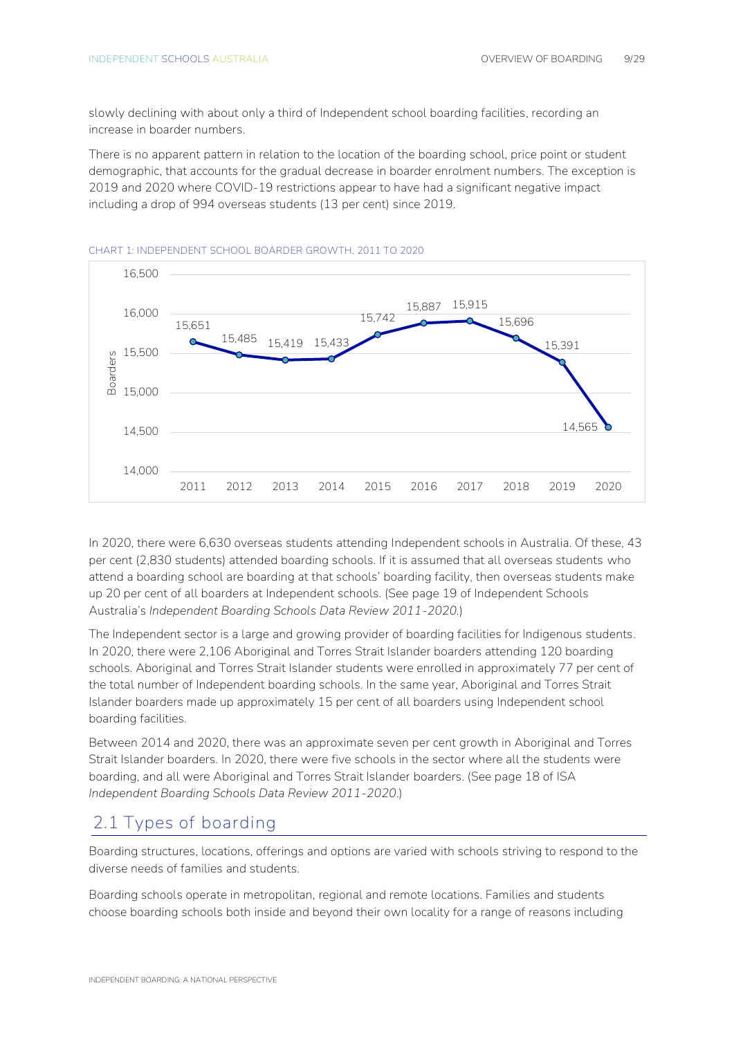slowly declining with about only a third of Independent school boarding facilities, recording an increase in boarder numbers.

There is no apparent pattern in relation to the location of the boarding school, price point or student demographic, that accounts for the gradual decrease in boarder enrolment numbers. The exception is 2019 and 2020 where COVID-19 restrictions appear to have had a significant negative impact including a drop of 994 overseas students (13 per cent) since 2019.

CHART 1: INDEPENDENT SCHOOL BOARDER GROWTH, 2011 TO 2020

| Year | Boarders |
|---|---|
| 2011 | 15,651 |
| 2012 | 15,485 |
| 2013 | 15,419 |
| 2014 | 15,433 |
| 2015 | 15,742 |
| 2016 | 15,887 |
| 2017 | 15,915 |
| 2018 | 15,696 |
| 2019 | 15,391 |
| 2020 | 14,565 |

In 2020, there were 6,630 overseas students attending Independent schools in Australia. Of these, 43 per cent (2,830 students) attended boarding schools. If it is assumed that all overseas students who attend a boarding school are boarding at that schools' boarding facility, then overseas students make up 20 per cent of all boarders at Independent schools. (See page 19 of Independent Schools Australia's *Independent Boarding Schools Data Review 2011-2020*.)

The Independent sector is a large and growing provider of boarding facilities for Indigenous students. In 2020, there were 2,106 Aboriginal and Torres Strait Islander boarders attending 120 boarding schools. Aboriginal and Torres Strait Islander students were enrolled in approximately 77 per cent of the total number of Independent boarding schools. In the same year, Aboriginal and Torres Strait Islander boarders made up approximately 15 per cent of all boarders using Independent school boarding facilities.

Between 2014 and 2020, there was an approximate seven per cent growth in Aboriginal and Torres Strait Islander boarders. In 2020, there were five schools in the sector where all the students were boarding, and all were Aboriginal and Torres Strait Islander boarders. (See page 18 of ISA *Independent Boarding Schools Data Review 2011-2020*.)

## 2.1 Types of boarding

Boarding structures, locations, offerings and options are varied with schools striving to respond to the diverse needs of families and students.

Boarding schools operate in metropolitan, regional and remote locations. Families and students choose boarding schools both inside and beyond their own locality for a range of reasons including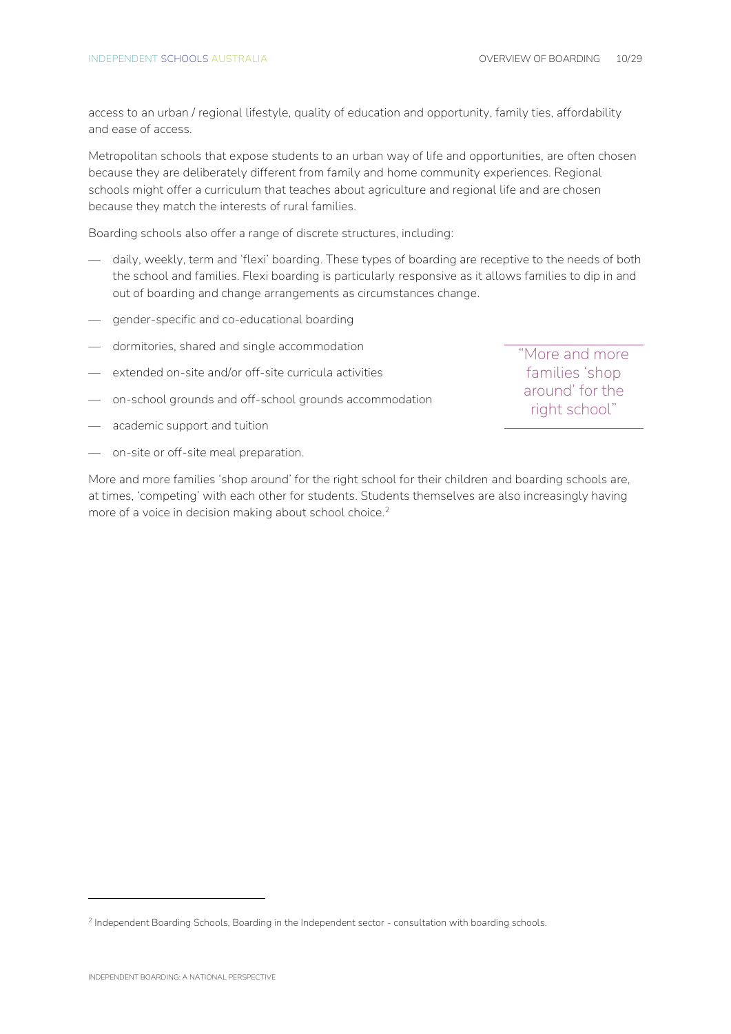access to an urban / regional lifestyle, quality of education and opportunity, family ties, affordability and ease of access.

Metropolitan schools that expose students to an urban way of life and opportunities, are often chosen because they are deliberately different from family and home community experiences. Regional schools might offer a curriculum that teaches about agriculture and regional life and are chosen because they match the interests of rural families.

Boarding schools also offer a range of discrete structures, including:

- daily, weekly, term and 'flexi' boarding. These types of boarding are receptive to the needs of both the school and families. Flexi boarding is particularly responsive as it allows families to dip in and out of boarding and change arrangements as circumstances change.
- gender-specific and co-educational boarding
- dormitories, shared and single accommodation
- extended on-site and/or off-site curricula activities
- on-school grounds and off-school grounds accommodation
- academic support and tuition
- on-site or off-site meal preparation.

> "More and more families 'shop around' for the right school"

More and more families 'shop around' for the right school for their children and boarding schools are, at times, 'competing' with each other for students. Students themselves are also increasingly having more of a voice in decision making about school choice.[2]

---

[2] Independent Boarding Schools, Boarding in the Independent sector - consultation with boarding schools.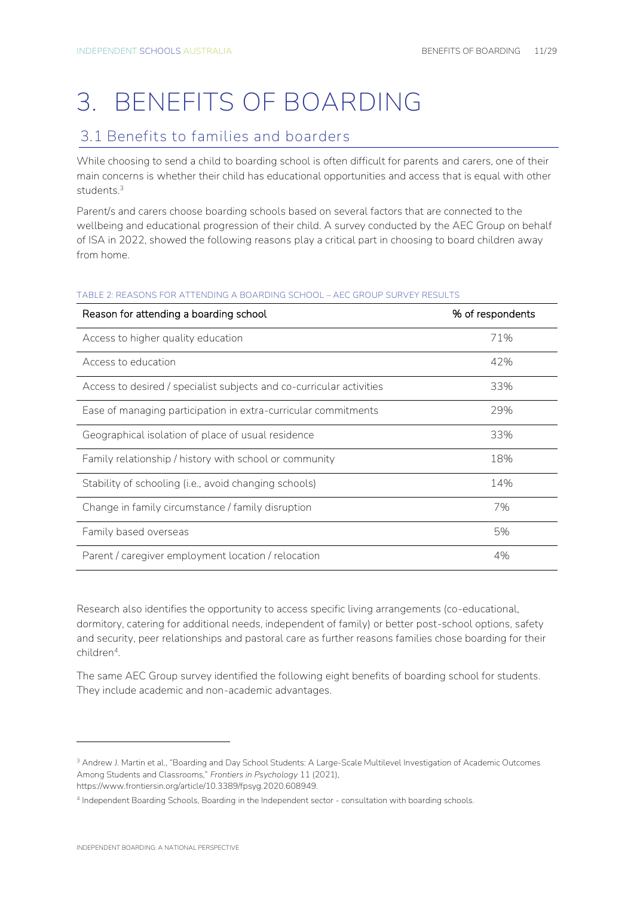# 3. BENEFITS OF BOARDING

## 3.1 Benefits to families and boarders

While choosing to send a child to boarding school is often difficult for parents and carers, one of their main concerns is whether their child has educational opportunities and access that is equal with other students.[3]

Parent/s and carers choose boarding schools based on several factors that are connected to the wellbeing and educational progression of their child. A survey conducted by the AEC Group on behalf of ISA in 2022, showed the following reasons play a critical part in choosing to board children away from home.

TABLE 2: REASONS FOR ATTENDING A BOARDING SCHOOL – AEC GROUP SURVEY RESULTS

| Reason for attending a boarding school | % of respondents |
|---|---|
| Access to higher quality education | 71% |
| Access to education | 42% |
| Access to desired / specialist subjects and co-curricular activities | 33% |
| Ease of managing participation in extra-curricular commitments | 29% |
| Geographical isolation of place of usual residence | 33% |
| Family relationship / history with school or community | 18% |
| Stability of schooling (i.e., avoid changing schools) | 14% |
| Change in family circumstance / family disruption | 7% |
| Family based overseas | 5% |
| Parent / caregiver employment location / relocation | 4% |

Research also identifies the opportunity to access specific living arrangements (co-educational, dormitory, catering for additional needs, independent of family) or better post-school options, safety and security, peer relationships and pastoral care as further reasons families chose boarding for their children[4].

The same AEC Group survey identified the following eight benefits of boarding school for students. They include academic and non-academic advantages.

---

[3] Andrew J. Martin et al., "Boarding and Day School Students: A Large-Scale Multilevel Investigation of Academic Outcomes Among Students and Classrooms," *Frontiers in Psychology* 11 (2021), https://www.frontiersin.org/article/10.3389/fpsyg.2020.608949.

[4] Independent Boarding Schools, Boarding in the Independent sector - consultation with boarding schools.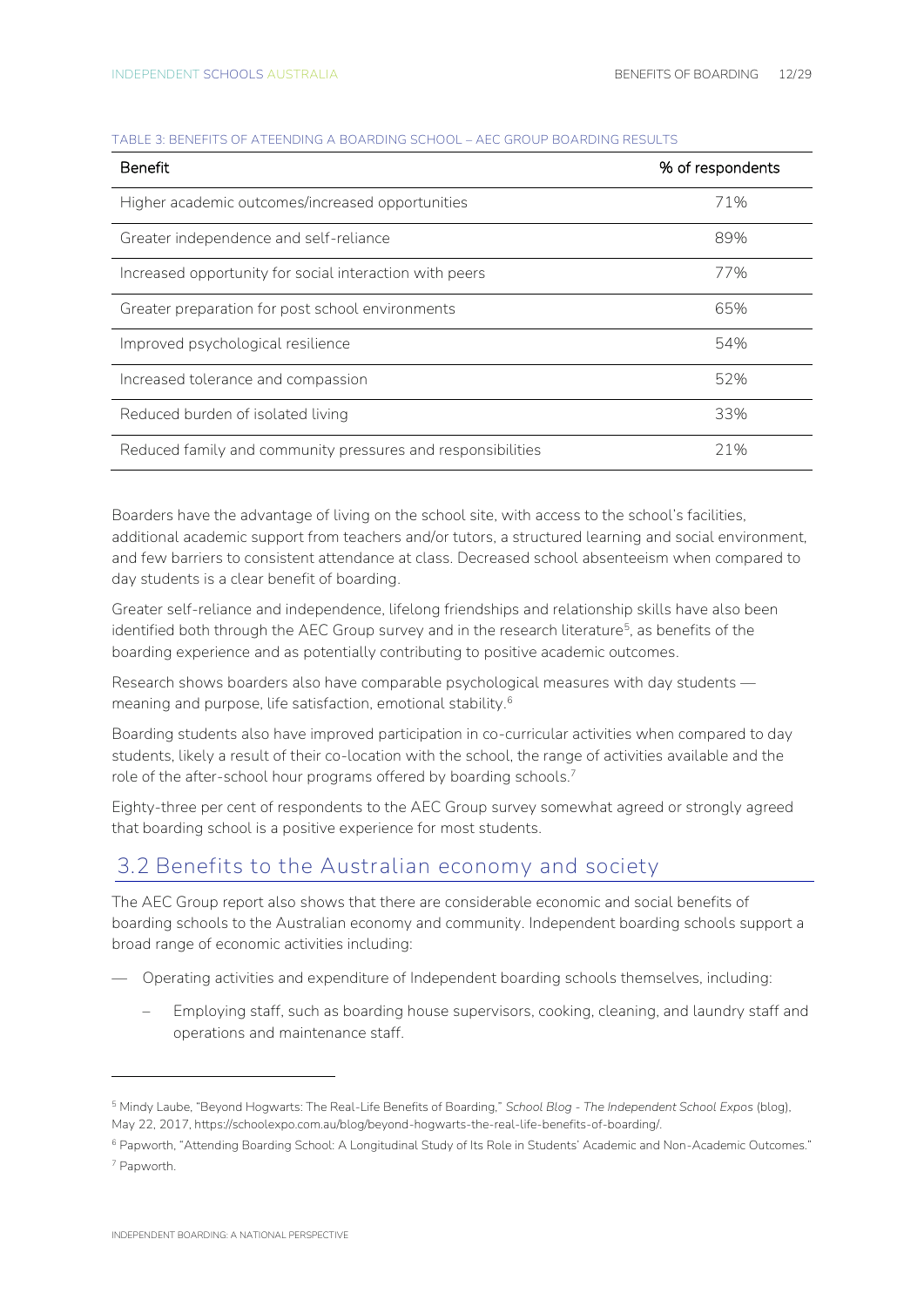TABLE 3: BENEFITS OF ATEENDING A BOARDING SCHOOL – AEC GROUP BOARDING RESULTS

| Benefit | % of respondents |
| --- | --- |
| Higher academic outcomes/increased opportunities | 71% |
| Greater independence and self-reliance | 89% |
| Increased opportunity for social interaction with peers | 77% |
| Greater preparation for post school environments | 65% |
| Improved psychological resilience | 54% |
| Increased tolerance and compassion | 52% |
| Reduced burden of isolated living | 33% |
| Reduced family and community pressures and responsibilities | 21% |

Boarders have the advantage of living on the school site, with access to the school's facilities, additional academic support from teachers and/or tutors, a structured learning and social environment, and few barriers to consistent attendance at class. Decreased school absenteeism when compared to day students is a clear benefit of boarding.

Greater self-reliance and independence, lifelong friendships and relationship skills have also been identified both through the AEC Group survey and in the research literature[5], as benefits of the boarding experience and as potentially contributing to positive academic outcomes.

Research shows boarders also have comparable psychological measures with day students — meaning and purpose, life satisfaction, emotional stability.[6]

Boarding students also have improved participation in co-curricular activities when compared to day students, likely a result of their co-location with the school, the range of activities available and the role of the after-school hour programs offered by boarding schools.[7]

Eighty-three per cent of respondents to the AEC Group survey somewhat agreed or strongly agreed that boarding school is a positive experience for most students.

## 3.2 Benefits to the Australian economy and society

The AEC Group report also shows that there are considerable economic and social benefits of boarding schools to the Australian economy and community. Independent boarding schools support a broad range of economic activities including:

- Operating activities and expenditure of Independent boarding schools themselves, including:
  - Employing staff, such as boarding house supervisors, cooking, cleaning, and laundry staff and operations and maintenance staff.

---

[5] Mindy Laube, "Beyond Hogwarts: The Real-Life Benefits of Boarding," *School Blog - The Independent School Expos* (blog), May 22, 2017, https://schoolexpo.com.au/blog/beyond-hogwarts-the-real-life-benefits-of-boarding/.

[6] Papworth, "Attending Boarding School: A Longitudinal Study of Its Role in Students' Academic and Non-Academic Outcomes."

[7] Papworth.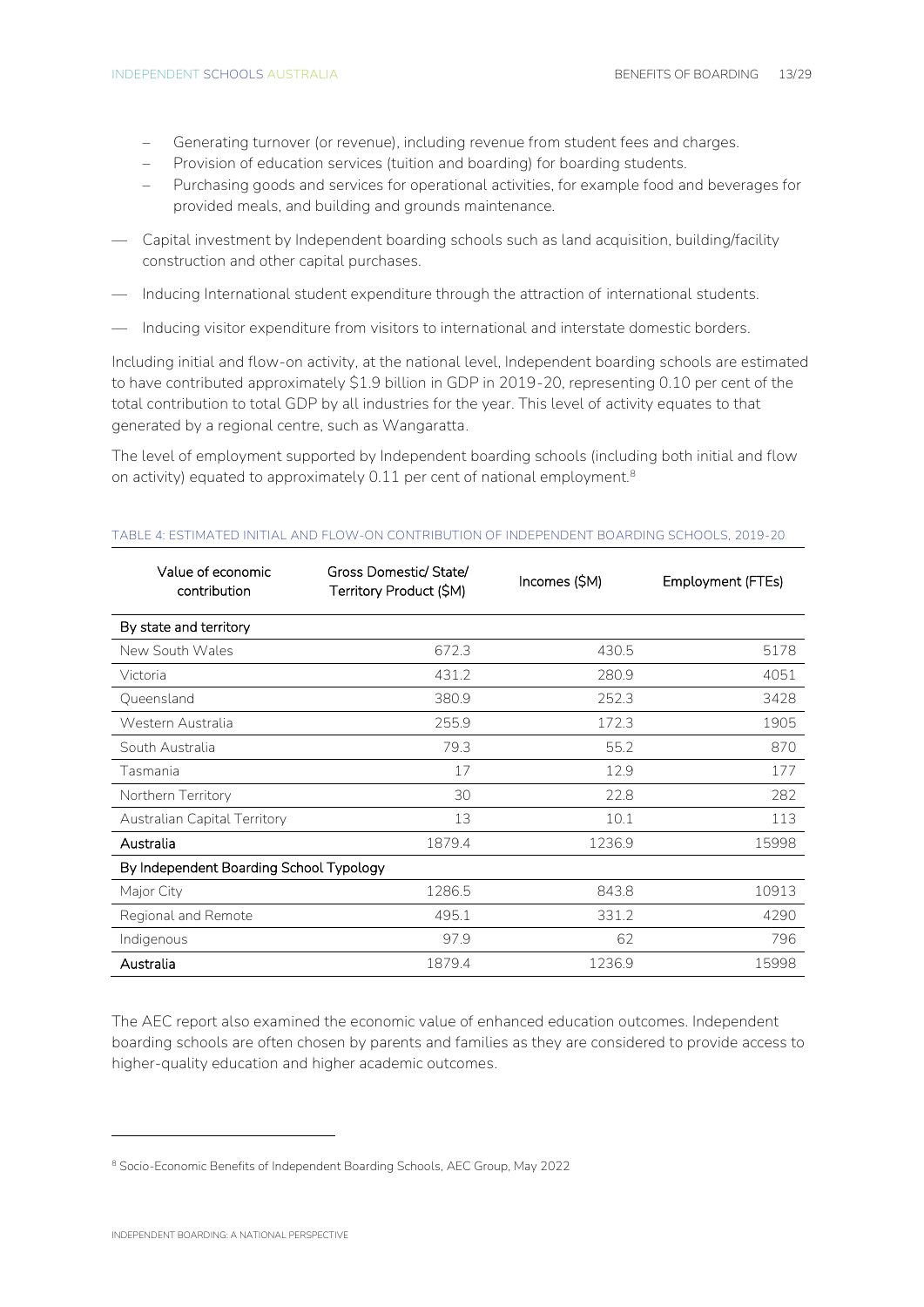- Generating turnover (or revenue), including revenue from student fees and charges.
  - Provision of education services (tuition and boarding) for boarding students.
  - Purchasing goods and services for operational activities, for example food and beverages for provided meals, and building and grounds maintenance.
- Capital investment by Independent boarding schools such as land acquisition, building/facility construction and other capital purchases.
- Inducing International student expenditure through the attraction of international students.
- Inducing visitor expenditure from visitors to international and interstate domestic borders.

Including initial and flow-on activity, at the national level, Independent boarding schools are estimated to have contributed approximately $1.9 billion in GDP in 2019-20, representing 0.10 per cent of the total contribution to total GDP by all industries for the year. This level of activity equates to that generated by a regional centre, such as Wangaratta.

The level of employment supported by Independent boarding schools (including both initial and flow on activity) equated to approximately 0.11 per cent of national employment.[8]

TABLE 4: ESTIMATED INITIAL AND FLOW-ON CONTRIBUTION OF INDEPENDENT BOARDING SCHOOLS, 2019-20

| Value of economic contribution | Gross Domestic/ State/ Territory Product ($M) | Incomes ($M) | Employment (FTEs) |
|---|---|---|---|
| **By state and territory** | | | |
| New South Wales | 672.3 | 430.5 | 5178 |
| Victoria | 431.2 | 280.9 | 4051 |
| Queensland | 380.9 | 252.3 | 3428 |
| Western Australia | 255.9 | 172.3 | 1905 |
| South Australia | 79.3 | 55.2 | 870 |
| Tasmania | 17 | 12.9 | 177 |
| Northern Territory | 30 | 22.8 | 282 |
| Australian Capital Territory | 13 | 10.1 | 113 |
| **Australia** | 1879.4 | 1236.9 | 15998 |
| **By Independent Boarding School Typology** | | | |
| Major City | 1286.5 | 843.8 | 10913 |
| Regional and Remote | 495.1 | 331.2 | 4290 |
| Indigenous | 97.9 | 62 | 796 |
| **Australia** | 1879.4 | 1236.9 | 15998 |

The AEC report also examined the economic value of enhanced education outcomes. Independent boarding schools are often chosen by parents and families as they are considered to provide access to higher-quality education and higher academic outcomes.

[8] Socio-Economic Benefits of Independent Boarding Schools, AEC Group, May 2022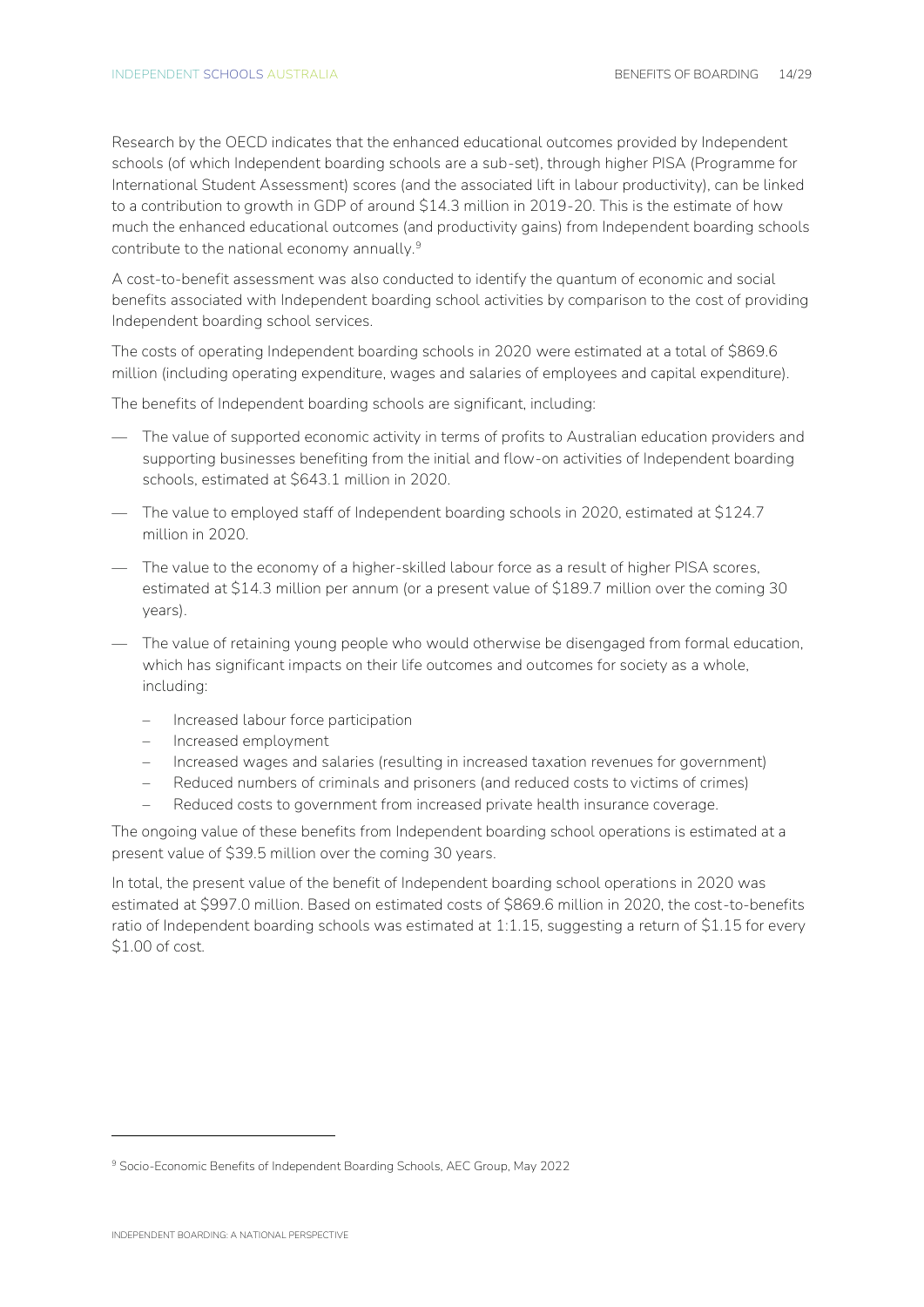Research by the OECD indicates that the enhanced educational outcomes provided by Independent schools (of which Independent boarding schools are a sub-set), through higher PISA (Programme for International Student Assessment) scores (and the associated lift in labour productivity), can be linked to a contribution to growth in GDP of around $14.3 million in 2019-20. This is the estimate of how much the enhanced educational outcomes (and productivity gains) from Independent boarding schools contribute to the national economy annually.[9]

A cost-to-benefit assessment was also conducted to identify the quantum of economic and social benefits associated with Independent boarding school activities by comparison to the cost of providing Independent boarding school services.

The costs of operating Independent boarding schools in 2020 were estimated at a total of $869.6 million (including operating expenditure, wages and salaries of employees and capital expenditure).

The benefits of Independent boarding schools are significant, including:

- The value of supported economic activity in terms of profits to Australian education providers and supporting businesses benefiting from the initial and flow-on activities of Independent boarding schools, estimated at $643.1 million in 2020.
- The value to employed staff of Independent boarding schools in 2020, estimated at $124.7 million in 2020.
- The value to the economy of a higher-skilled labour force as a result of higher PISA scores, estimated at $14.3 million per annum (or a present value of $189.7 million over the coming 30 years).
- The value of retaining young people who would otherwise be disengaged from formal education, which has significant impacts on their life outcomes and outcomes for society as a whole, including:
  - Increased labour force participation
  - Increased employment
  - Increased wages and salaries (resulting in increased taxation revenues for government)
  - Reduced numbers of criminals and prisoners (and reduced costs to victims of crimes)
  - Reduced costs to government from increased private health insurance coverage.

The ongoing value of these benefits from Independent boarding school operations is estimated at a present value of $39.5 million over the coming 30 years.

In total, the present value of the benefit of Independent boarding school operations in 2020 was estimated at $997.0 million. Based on estimated costs of $869.6 million in 2020, the cost-to-benefits ratio of Independent boarding schools was estimated at 1:1.15, suggesting a return of $1.15 for every $1.00 of cost.

[9] Socio-Economic Benefits of Independent Boarding Schools, AEC Group, May 2022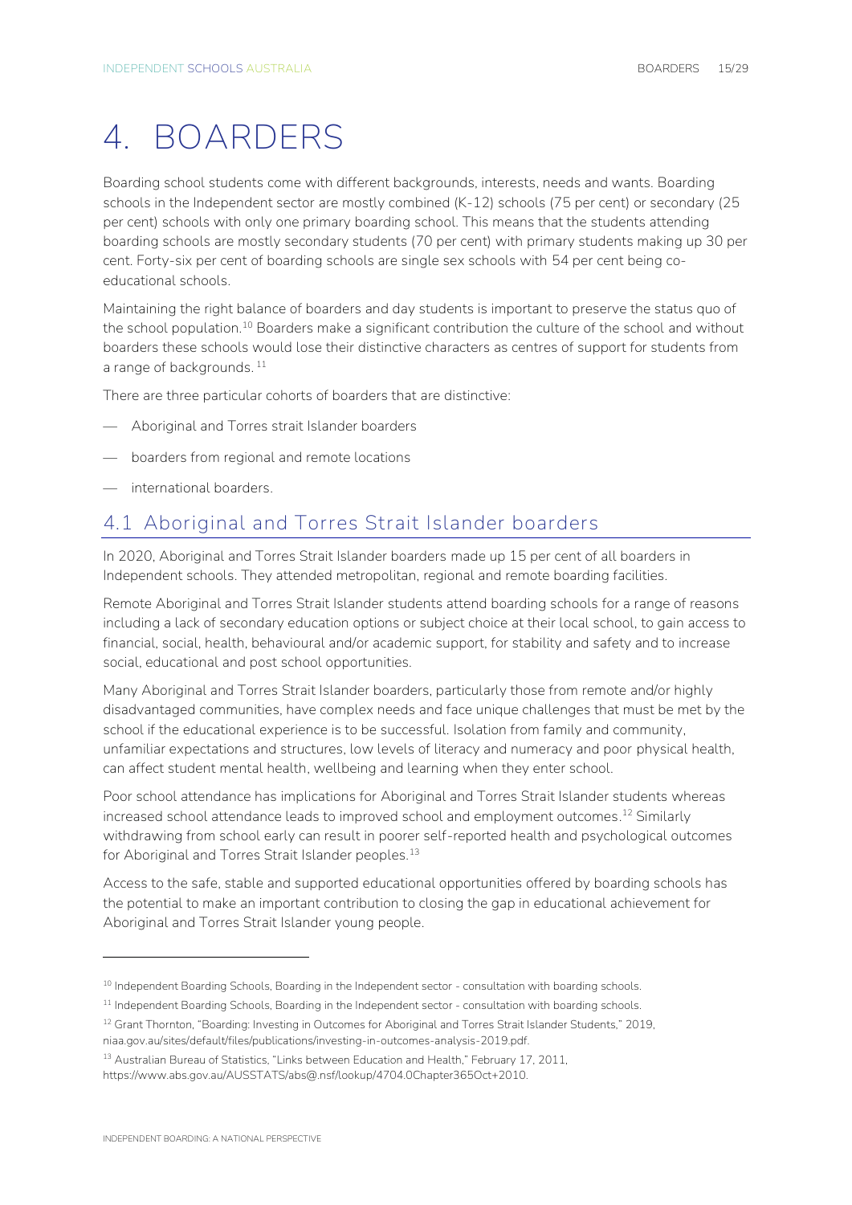# 4. BOARDERS

Boarding school students come with different backgrounds, interests, needs and wants. Boarding schools in the Independent sector are mostly combined (K-12) schools (75 per cent) or secondary (25 per cent) schools with only one primary boarding school. This means that the students attending boarding schools are mostly secondary students (70 per cent) with primary students making up 30 per cent. Forty-six per cent of boarding schools are single sex schools with 54 per cent being co-educational schools.

Maintaining the right balance of boarders and day students is important to preserve the status quo of the school population.[10] Boarders make a significant contribution the culture of the school and without boarders these schools would lose their distinctive characters as centres of support for students from a range of backgrounds.[11]

There are three particular cohorts of boarders that are distinctive:

- Aboriginal and Torres strait Islander boarders
- boarders from regional and remote locations
- international boarders.

## 4.1 Aboriginal and Torres Strait Islander boarders

In 2020, Aboriginal and Torres Strait Islander boarders made up 15 per cent of all boarders in Independent schools. They attended metropolitan, regional and remote boarding facilities.

Remote Aboriginal and Torres Strait Islander students attend boarding schools for a range of reasons including a lack of secondary education options or subject choice at their local school, to gain access to financial, social, health, behavioural and/or academic support, for stability and safety and to increase social, educational and post school opportunities.

Many Aboriginal and Torres Strait Islander boarders, particularly those from remote and/or highly disadvantaged communities, have complex needs and face unique challenges that must be met by the school if the educational experience is to be successful. Isolation from family and community, unfamiliar expectations and structures, low levels of literacy and numeracy and poor physical health, can affect student mental health, wellbeing and learning when they enter school.

Poor school attendance has implications for Aboriginal and Torres Strait Islander students whereas increased school attendance leads to improved school and employment outcomes.[12] Similarly withdrawing from school early can result in poorer self-reported health and psychological outcomes for Aboriginal and Torres Strait Islander peoples.[13]

Access to the safe, stable and supported educational opportunities offered by boarding schools has the potential to make an important contribution to closing the gap in educational achievement for Aboriginal and Torres Strait Islander young people.

---

[10] Independent Boarding Schools, Boarding in the Independent sector - consultation with boarding schools.

[11] Independent Boarding Schools, Boarding in the Independent sector - consultation with boarding schools.

[12] Grant Thornton, "Boarding: Investing in Outcomes for Aboriginal and Torres Strait Islander Students," 2019, niaa.gov.au/sites/default/files/publications/investing-in-outcomes-analysis-2019.pdf.

[13] Australian Bureau of Statistics, "Links between Education and Health," February 17, 2011, https://www.abs.gov.au/AUSSTATS/abs@.nsf/lookup/4704.0Chapter365Oct+2010.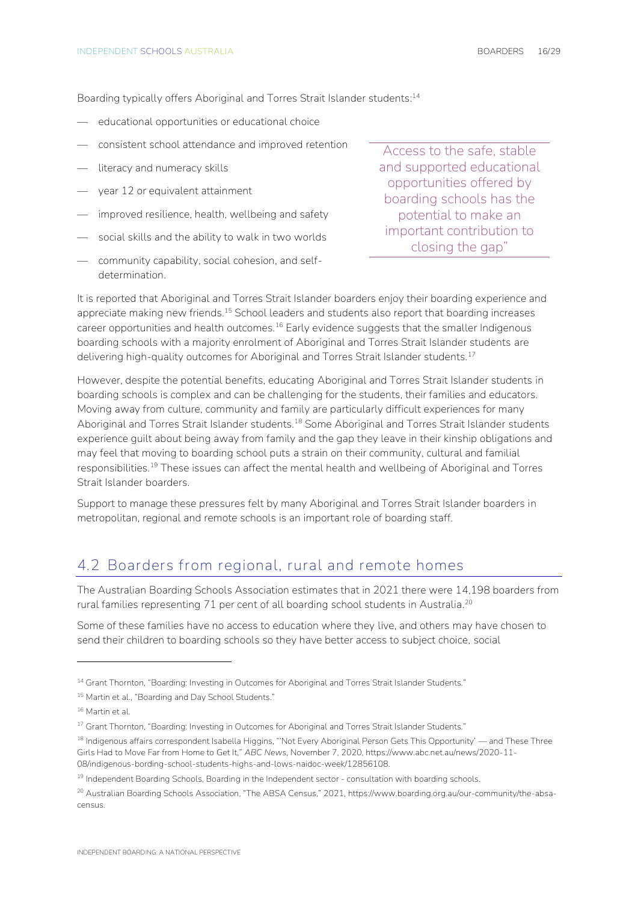Boarding typically offers Aboriginal and Torres Strait Islander students:[14]

- educational opportunities or educational choice
- consistent school attendance and improved retention
- literacy and numeracy skills
- year 12 or equivalent attainment
- improved resilience, health, wellbeing and safety
- social skills and the ability to walk in two worlds
- community capability, social cohesion, and self-determination.

> Access to the safe, stable and supported educational opportunities offered by boarding schools has the potential to make an important contribution to closing the gap"

It is reported that Aboriginal and Torres Strait Islander boarders enjoy their boarding experience and appreciate making new friends.[15] School leaders and students also report that boarding increases career opportunities and health outcomes.[16] Early evidence suggests that the smaller Indigenous boarding schools with a majority enrolment of Aboriginal and Torres Strait Islander students are delivering high-quality outcomes for Aboriginal and Torres Strait Islander students.[17]

However, despite the potential benefits, educating Aboriginal and Torres Strait Islander students in boarding schools is complex and can be challenging for the students, their families and educators. Moving away from culture, community and family are particularly difficult experiences for many Aboriginal and Torres Strait Islander students.[18] Some Aboriginal and Torres Strait Islander students experience guilt about being away from family and the gap they leave in their kinship obligations and may feel that moving to boarding school puts a strain on their community, cultural and familial responsibilities.[19] These issues can affect the mental health and wellbeing of Aboriginal and Torres Strait Islander boarders.

Support to manage these pressures felt by many Aboriginal and Torres Strait Islander boarders in metropolitan, regional and remote schools is an important role of boarding staff.

## 4.2 Boarders from regional, rural and remote homes

The Australian Boarding Schools Association estimates that in 2021 there were 14,198 boarders from rural families representing 71 per cent of all boarding school students in Australia.[20]

Some of these families have no access to education where they live, and others may have chosen to send their children to boarding schools so they have better access to subject choice, social

---

[14] Grant Thornton, "Boarding: Investing in Outcomes for Aboriginal and Torres Strait Islander Students."

[15] Martin et al., "Boarding and Day School Students."

[16] Martin et al.

[17] Grant Thornton, "Boarding: Investing in Outcomes for Aboriginal and Torres Strait Islander Students."

[18] Indigenous affairs correspondent Isabella Higgins, "'Not Every Aboriginal Person Gets This Opportunity' — and These Three Girls Had to Move Far from Home to Get It," *ABC News*, November 7, 2020, https://www.abc.net.au/news/2020-11-08/indigenous-bording-school-students-highs-and-lows-naidoc-week/12856108.

[19] Independent Boarding Schools, Boarding in the Independent sector - consultation with boarding schools.

[20] Australian Boarding Schools Association, "The ABSA Census," 2021, https://www.boarding.org.au/our-community/the-absa-census.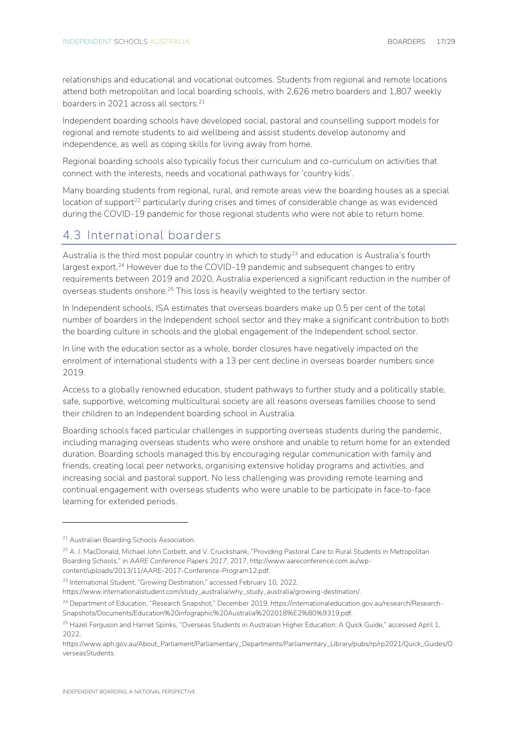relationships and educational and vocational outcomes. Students from regional and remote locations attend both metropolitan and local boarding schools, with 2,626 metro boarders and 1,807 weekly boarders in 2021 across all sectors.[21]

Independent boarding schools have developed social, pastoral and counselling support models for regional and remote students to aid wellbeing and assist students develop autonomy and independence, as well as coping skills for living away from home.

Regional boarding schools also typically focus their curriculum and co-curriculum on activities that connect with the interests, needs and vocational pathways for 'country kids'.

Many boarding students from regional, rural, and remote areas view the boarding houses as a special location of support[22] particularly during crises and times of considerable change as was evidenced during the COVID-19 pandemic for those regional students who were not able to return home.

## 4.3 International boarders

Australia is the third most popular country in which to study[23] and education is Australia's fourth largest export.[24] However due to the COVID-19 pandemic and subsequent changes to entry requirements between 2019 and 2020, Australia experienced a significant reduction in the number of overseas students onshore.[25] This loss is heavily weighted to the tertiary sector.

In Independent schools, ISA estimates that overseas boarders make up 0.5 per cent of the total number of boarders in the Independent school sector and they make a significant contribution to both the boarding culture in schools and the global engagement of the Independent school sector.

In line with the education sector as a whole, border closures have negatively impacted on the enrolment of international students with a 13 per cent decline in overseas boarder numbers since 2019.

Access to a globally renowned education, student pathways to further study and a politically stable, safe, supportive, welcoming multicultural society are all reasons overseas families choose to send their children to an Independent boarding school in Australia.

Boarding schools faced particular challenges in supporting overseas students during the pandemic, including managing overseas students who were onshore and unable to return home for an extended duration. Boarding schools managed this by encouraging regular communication with family and friends, creating local peer networks, organising extensive holiday programs and activities, and increasing social and pastoral support. No less challenging was providing remote learning and continual engagement with overseas students who were unable to be participate in face-to-face learning for extended periods.

---

[21] Australian Boarding Schools Association.

[22] A. J. MacDonald, Michael John Corbett, and V. Cruickshank, "Providing Pastoral Care to Rural Students in Metropolitan Boarding Schools," in *AARE Conference Papers 2017*, 2017, http://www.aareconference.com.au/wp-content/uploads/2013/11/AARE-2017-Conference-Program12.pdf.

[23] International Student, "Growing Destination," accessed February 10, 2022, https://www.internationalstudent.com/study_australia/why_study_australia/growing-destination/.

[24] Department of Education, "Research Snapshot," December 2019, https://internationaleducation.gov.au/research/Research-Snapshots/Documents/Education%20infographic%20Australia%202018%E2%80%9319.pdf.

[25] Hazel Ferguson and Harriet Spinks, "Overseas Students in Australian Higher Education: A Quick Guide," accessed April 1, 2022, https://www.aph.gov.au/About_Parliament/Parliamentary_Departments/Parliamentary_Library/pubs/rp/rp2021/Quick_Guides/OverseasStudents.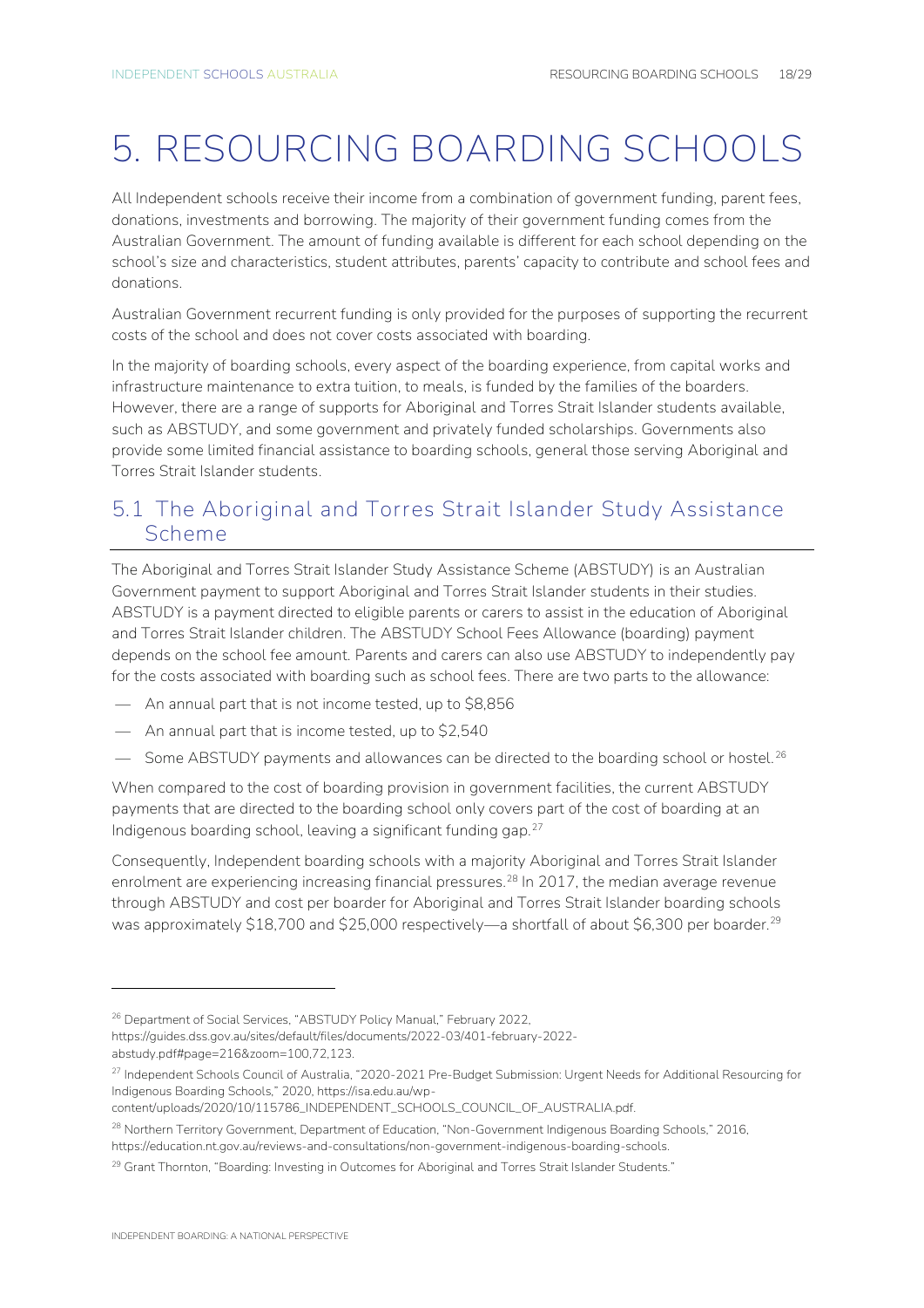# 5. RESOURCING BOARDING SCHOOLS

All Independent schools receive their income from a combination of government funding, parent fees, donations, investments and borrowing. The majority of their government funding comes from the Australian Government. The amount of funding available is different for each school depending on the school's size and characteristics, student attributes, parents' capacity to contribute and school fees and donations.

Australian Government recurrent funding is only provided for the purposes of supporting the recurrent costs of the school and does not cover costs associated with boarding.

In the majority of boarding schools, every aspect of the boarding experience, from capital works and infrastructure maintenance to extra tuition, to meals, is funded by the families of the boarders. However, there are a range of supports for Aboriginal and Torres Strait Islander students available, such as ABSTUDY, and some government and privately funded scholarships. Governments also provide some limited financial assistance to boarding schools, general those serving Aboriginal and Torres Strait Islander students.

## 5.1 The Aboriginal and Torres Strait Islander Study Assistance Scheme

The Aboriginal and Torres Strait Islander Study Assistance Scheme (ABSTUDY) is an Australian Government payment to support Aboriginal and Torres Strait Islander students in their studies. ABSTUDY is a payment directed to eligible parents or carers to assist in the education of Aboriginal and Torres Strait Islander children. The ABSTUDY School Fees Allowance (boarding) payment depends on the school fee amount. Parents and carers can also use ABSTUDY to independently pay for the costs associated with boarding such as school fees. There are two parts to the allowance:

- An annual part that is not income tested, up to $8,856
- An annual part that is income tested, up to $2,540
- Some ABSTUDY payments and allowances can be directed to the boarding school or hostel.[26]

When compared to the cost of boarding provision in government facilities, the current ABSTUDY payments that are directed to the boarding school only covers part of the cost of boarding at an Indigenous boarding school, leaving a significant funding gap.[27]

Consequently, Independent boarding schools with a majority Aboriginal and Torres Strait Islander enrolment are experiencing increasing financial pressures.[28] In 2017, the median average revenue through ABSTUDY and cost per boarder for Aboriginal and Torres Strait Islander boarding schools was approximately $18,700 and $25,000 respectively—a shortfall of about $6,300 per boarder.[29]

---

[26] Department of Social Services, "ABSTUDY Policy Manual," February 2022, https://guides.dss.gov.au/sites/default/files/documents/2022-03/401-february-2022-abstudy.pdf#page=216&zoom=100,72,123.

[27] Independent Schools Council of Australia, "2020-2021 Pre-Budget Submission: Urgent Needs for Additional Resourcing for Indigenous Boarding Schools," 2020, https://isa.edu.au/wp-content/uploads/2020/10/115786_INDEPENDENT_SCHOOLS_COUNCIL_OF_AUSTRALIA.pdf.

[28] Northern Territory Government, Department of Education, "Non-Government Indigenous Boarding Schools," 2016, https://education.nt.gov.au/reviews-and-consultations/non-government-indigenous-boarding-schools.

[29] Grant Thornton, "Boarding: Investing in Outcomes for Aboriginal and Torres Strait Islander Students."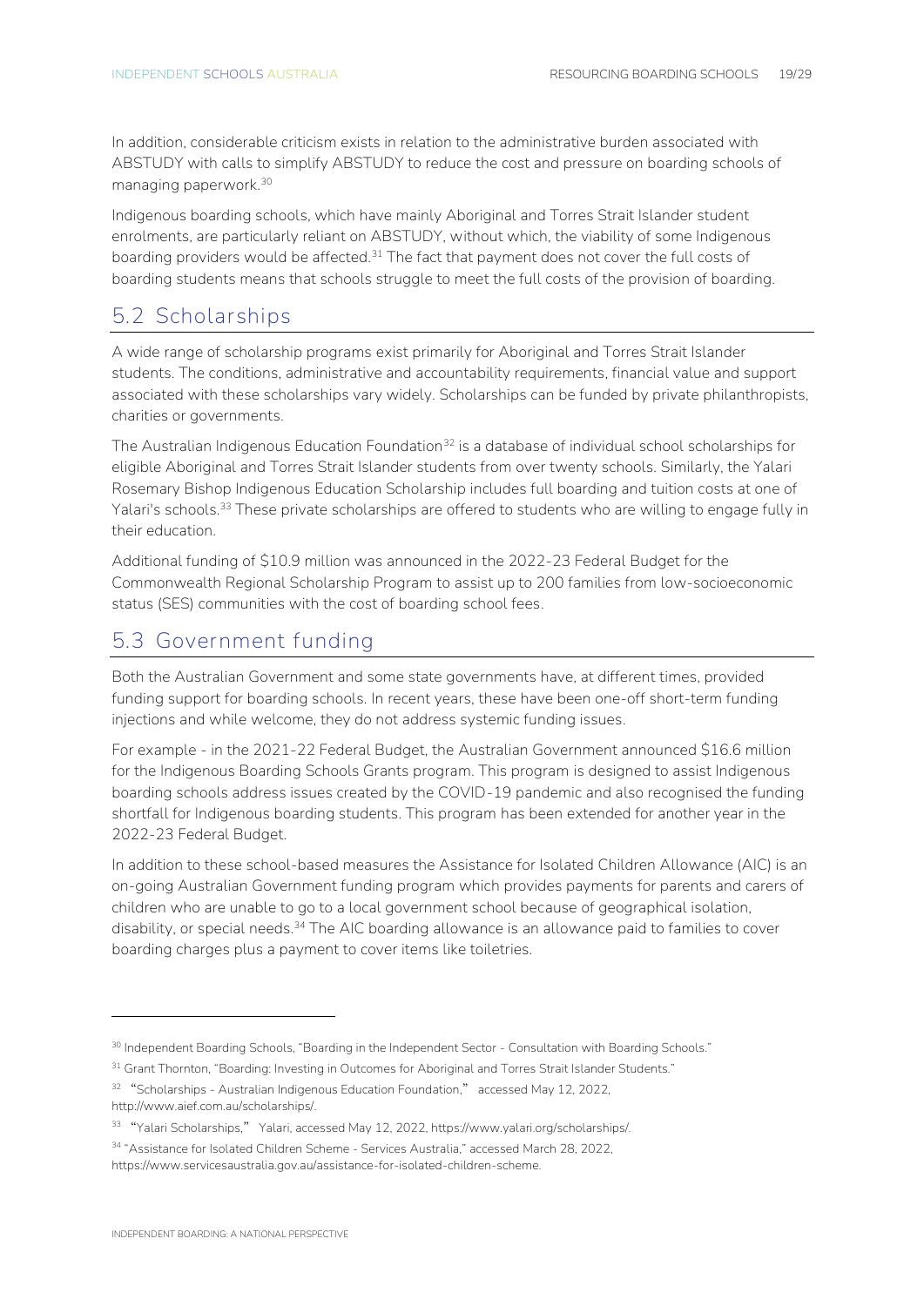In addition, considerable criticism exists in relation to the administrative burden associated with ABSTUDY with calls to simplify ABSTUDY to reduce the cost and pressure on boarding schools of managing paperwork.[30]

Indigenous boarding schools, which have mainly Aboriginal and Torres Strait Islander student enrolments, are particularly reliant on ABSTUDY, without which, the viability of some Indigenous boarding providers would be affected.[31] The fact that payment does not cover the full costs of boarding students means that schools struggle to meet the full costs of the provision of boarding.

## 5.2 Scholarships

A wide range of scholarship programs exist primarily for Aboriginal and Torres Strait Islander students. The conditions, administrative and accountability requirements, financial value and support associated with these scholarships vary widely. Scholarships can be funded by private philanthropists, charities or governments.

The Australian Indigenous Education Foundation[32] is a database of individual school scholarships for eligible Aboriginal and Torres Strait Islander students from over twenty schools. Similarly, the Yalari Rosemary Bishop Indigenous Education Scholarship includes full boarding and tuition costs at one of Yalari's schools.[33] These private scholarships are offered to students who are willing to engage fully in their education.

Additional funding of $10.9 million was announced in the 2022-23 Federal Budget for the Commonwealth Regional Scholarship Program to assist up to 200 families from low-socioeconomic status (SES) communities with the cost of boarding school fees.

## 5.3 Government funding

Both the Australian Government and some state governments have, at different times, provided funding support for boarding schools. In recent years, these have been one-off short-term funding injections and while welcome, they do not address systemic funding issues.

For example - in the 2021-22 Federal Budget, the Australian Government announced $16.6 million for the Indigenous Boarding Schools Grants program. This program is designed to assist Indigenous boarding schools address issues created by the COVID-19 pandemic and also recognised the funding shortfall for Indigenous boarding students. This program has been extended for another year in the 2022-23 Federal Budget.

In addition to these school-based measures the Assistance for Isolated Children Allowance (AIC) is an on-going Australian Government funding program which provides payments for parents and carers of children who are unable to go to a local government school because of geographical isolation, disability, or special needs.[34] The AIC boarding allowance is an allowance paid to families to cover boarding charges plus a payment to cover items like toiletries.

---

[30] Independent Boarding Schools, "Boarding in the Independent Sector - Consultation with Boarding Schools."

[31] Grant Thornton, "Boarding: Investing in Outcomes for Aboriginal and Torres Strait Islander Students."

[32] "Scholarships - Australian Indigenous Education Foundation," accessed May 12, 2022, http://www.aief.com.au/scholarships/.

[33] "Yalari Scholarships," Yalari, accessed May 12, 2022, https://www.yalari.org/scholarships/.

[34] "Assistance for Isolated Children Scheme - Services Australia," accessed March 28, 2022, https://www.servicesaustralia.gov.au/assistance-for-isolated-children-scheme.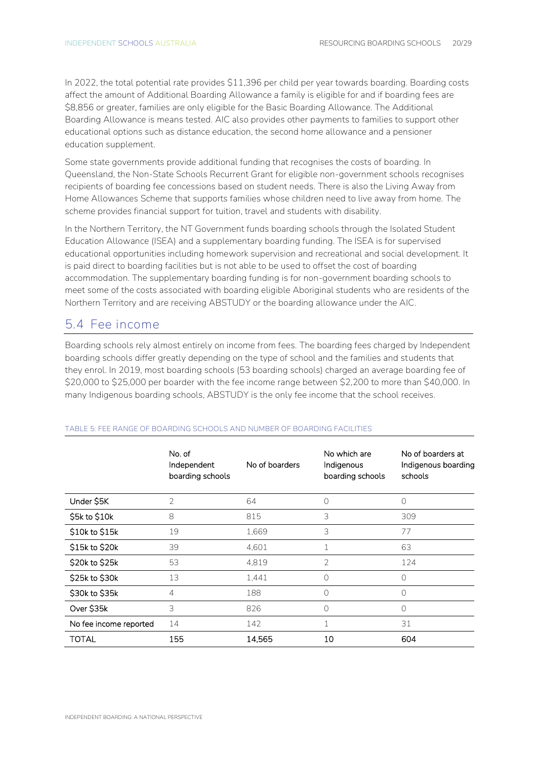In 2022, the total potential rate provides $11,396 per child per year towards boarding. Boarding costs affect the amount of Additional Boarding Allowance a family is eligible for and if boarding fees are $8,856 or greater, families are only eligible for the Basic Boarding Allowance. The Additional Boarding Allowance is means tested. AIC also provides other payments to families to support other educational options such as distance education, the second home allowance and a pensioner education supplement.

Some state governments provide additional funding that recognises the costs of boarding. In Queensland, the Non-State Schools Recurrent Grant for eligible non-government schools recognises recipients of boarding fee concessions based on student needs. There is also the Living Away from Home Allowances Scheme that supports families whose children need to live away from home. The scheme provides financial support for tuition, travel and students with disability.

In the Northern Territory, the NT Government funds boarding schools through the Isolated Student Education Allowance (ISEA) and a supplementary boarding funding. The ISEA is for supervised educational opportunities including homework supervision and recreational and social development. It is paid direct to boarding facilities but is not able to be used to offset the cost of boarding accommodation. The supplementary boarding funding is for non-government boarding schools to meet some of the costs associated with boarding eligible Aboriginal students who are residents of the Northern Territory and are receiving ABSTUDY or the boarding allowance under the AIC.

## 5.4 Fee income

Boarding schools rely almost entirely on income from fees. The boarding fees charged by Independent boarding schools differ greatly depending on the type of school and the families and students that they enrol. In 2019, most boarding schools (53 boarding schools) charged an average boarding fee of $20,000 to $25,000 per boarder with the fee income range between $2,200 to more than $40,000. In many Indigenous boarding schools, ABSTUDY is the only fee income that the school receives.

TABLE 5: FEE RANGE OF BOARDING SCHOOLS AND NUMBER OF BOARDING FACILITIES

| | No. of Independent boarding schools | No of boarders | No which are Indigenous boarding schools | No of boarders at Indigenous boarding schools |
|---|---|---|---|---|
| Under $5K | 2 | 64 | 0 | 0 |
| $5k to $10k | 8 | 815 | 3 | 309 |
| $10k to $15k | 19 | 1,669 | 3 | 77 |
| $15k to $20k | 39 | 4,601 | 1 | 63 |
| $20k to $25k | 53 | 4,819 | 2 | 124 |
| $25k to $30k | 13 | 1,441 | 0 | 0 |
| $30k to $35k | 4 | 188 | 0 | 0 |
| Over $35k | 3 | 826 | 0 | 0 |
| No fee income reported | 14 | 142 | 1 | 31 |
| TOTAL | 155 | 14,565 | 10 | 604 |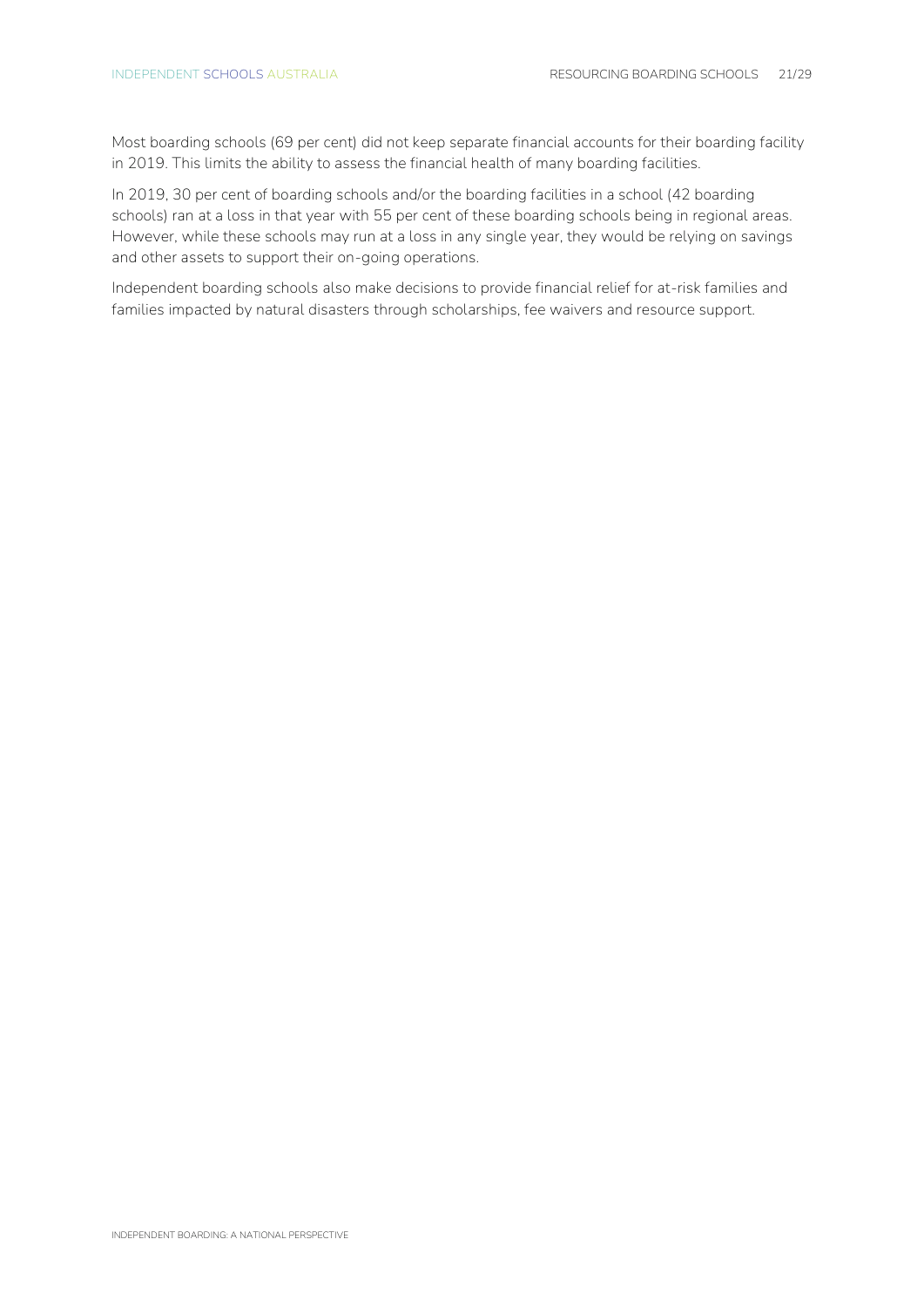Most boarding schools (69 per cent) did not keep separate financial accounts for their boarding facility in 2019. This limits the ability to assess the financial health of many boarding facilities.

In 2019, 30 per cent of boarding schools and/or the boarding facilities in a school (42 boarding schools) ran at a loss in that year with 55 per cent of these boarding schools being in regional areas. However, while these schools may run at a loss in any single year, they would be relying on savings and other assets to support their on-going operations.

Independent boarding schools also make decisions to provide financial relief for at-risk families and families impacted by natural disasters through scholarships, fee waivers and resource support.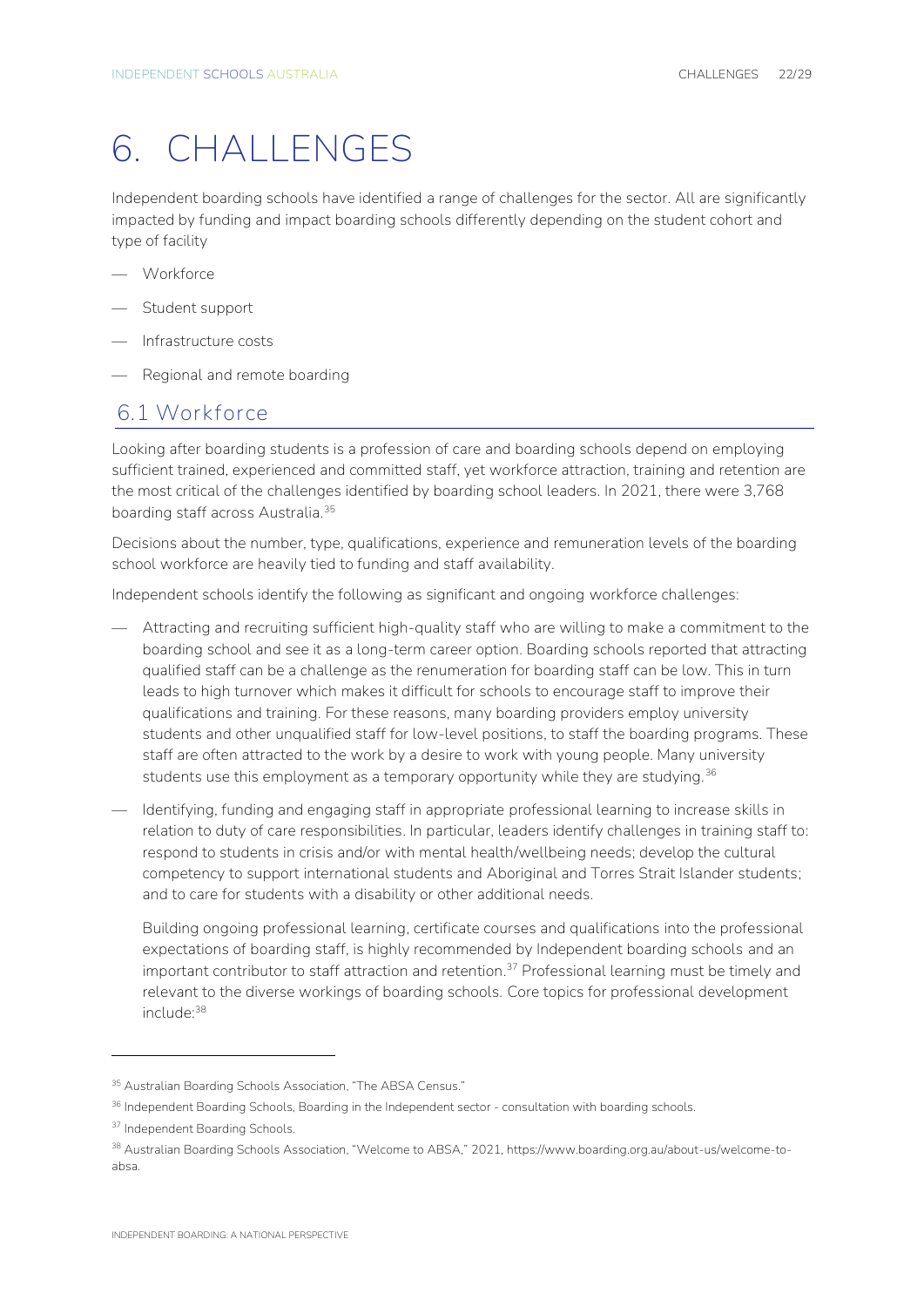# 6. CHALLENGES

Independent boarding schools have identified a range of challenges for the sector. All are significantly impacted by funding and impact boarding schools differently depending on the student cohort and type of facility

- Workforce
- Student support
- Infrastructure costs
- Regional and remote boarding

## 6.1 Workforce

Looking after boarding students is a profession of care and boarding schools depend on employing sufficient trained, experienced and committed staff, yet workforce attraction, training and retention are the most critical of the challenges identified by boarding school leaders. In 2021, there were 3,768 boarding staff across Australia.[35]

Decisions about the number, type, qualifications, experience and remuneration levels of the boarding school workforce are heavily tied to funding and staff availability.

Independent schools identify the following as significant and ongoing workforce challenges:

- Attracting and recruiting sufficient high-quality staff who are willing to make a commitment to the boarding school and see it as a long-term career option. Boarding schools reported that attracting qualified staff can be a challenge as the renumeration for boarding staff can be low. This in turn leads to high turnover which makes it difficult for schools to encourage staff to improve their qualifications and training. For these reasons, many boarding providers employ university students and other unqualified staff for low-level positions, to staff the boarding programs. These staff are often attracted to the work by a desire to work with young people. Many university students use this employment as a temporary opportunity while they are studying.[36]
- Identifying, funding and engaging staff in appropriate professional learning to increase skills in relation to duty of care responsibilities. In particular, leaders identify challenges in training staff to: respond to students in crisis and/or with mental health/wellbeing needs; develop the cultural competency to support international students and Aboriginal and Torres Strait Islander students; and to care for students with a disability or other additional needs.

  Building ongoing professional learning, certificate courses and qualifications into the professional expectations of boarding staff, is highly recommended by Independent boarding schools and an important contributor to staff attraction and retention.[37] Professional learning must be timely and relevant to the diverse workings of boarding schools. Core topics for professional development include:[38]

---

[35] Australian Boarding Schools Association, "The ABSA Census."

[36] Independent Boarding Schools, Boarding in the Independent sector - consultation with boarding schools.

[37] Independent Boarding Schools.

[38] Australian Boarding Schools Association, "Welcome to ABSA," 2021, https://www.boarding.org.au/about-us/welcome-to-absa.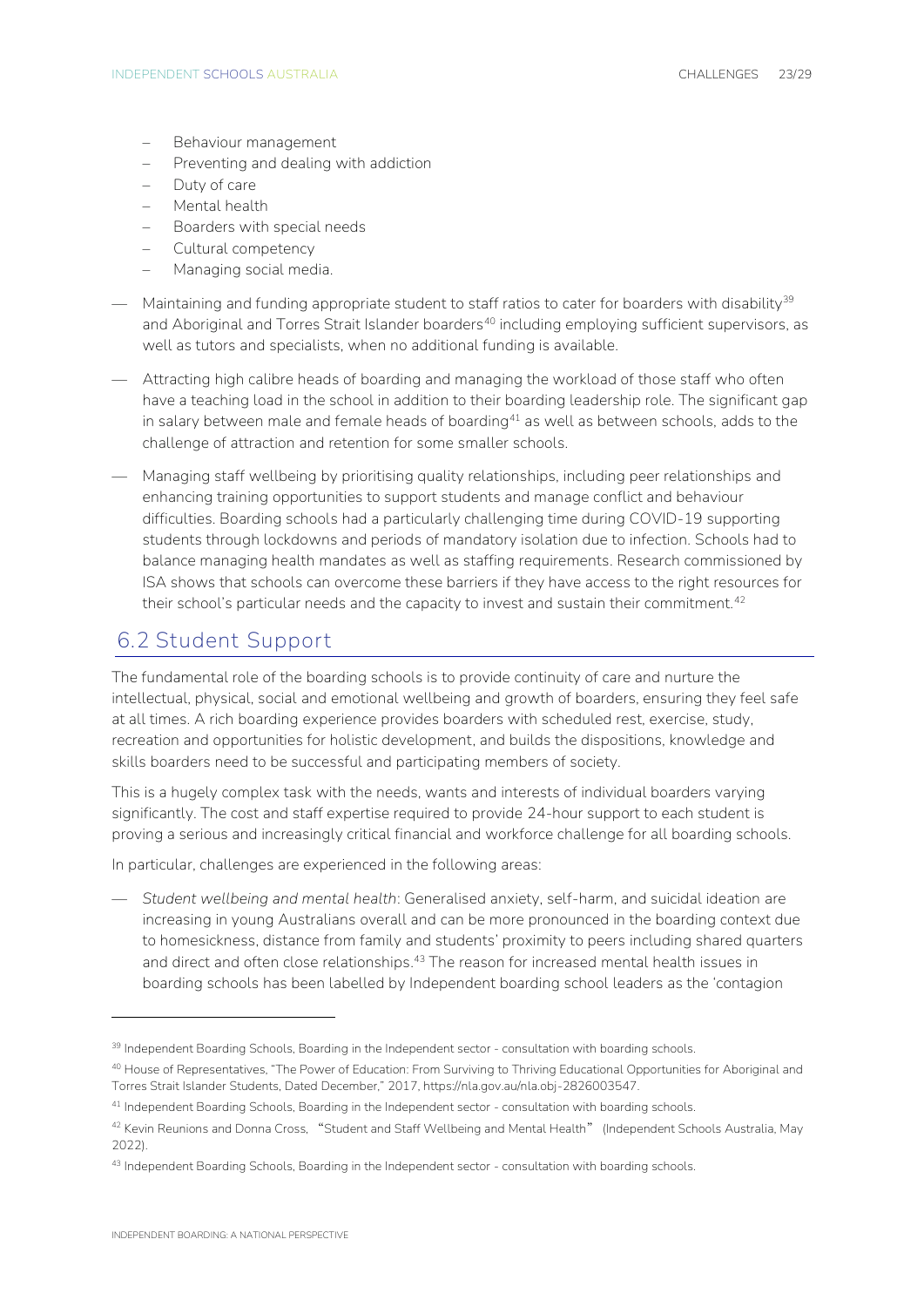- Behaviour management
  - Preventing and dealing with addiction
  - Duty of care
  - Mental health
  - Boarders with special needs
  - Cultural competency
  - Managing social media.

- Maintaining and funding appropriate student to staff ratios to cater for boarders with disability[39] and Aboriginal and Torres Strait Islander boarders[40] including employing sufficient supervisors, as well as tutors and specialists, when no additional funding is available.
- Attracting high calibre heads of boarding and managing the workload of those staff who often have a teaching load in the school in addition to their boarding leadership role. The significant gap in salary between male and female heads of boarding[41] as well as between schools, adds to the challenge of attraction and retention for some smaller schools.
- Managing staff wellbeing by prioritising quality relationships, including peer relationships and enhancing training opportunities to support students and manage conflict and behaviour difficulties. Boarding schools had a particularly challenging time during COVID-19 supporting students through lockdowns and periods of mandatory isolation due to infection. Schools had to balance managing health mandates as well as staffing requirements. Research commissioned by ISA shows that schools can overcome these barriers if they have access to the right resources for their school's particular needs and the capacity to invest and sustain their commitment.[42]

## 6.2 Student Support

The fundamental role of the boarding schools is to provide continuity of care and nurture the intellectual, physical, social and emotional wellbeing and growth of boarders, ensuring they feel safe at all times. A rich boarding experience provides boarders with scheduled rest, exercise, study, recreation and opportunities for holistic development, and builds the dispositions, knowledge and skills boarders need to be successful and participating members of society.

This is a hugely complex task with the needs, wants and interests of individual boarders varying significantly. The cost and staff expertise required to provide 24-hour support to each student is proving a serious and increasingly critical financial and workforce challenge for all boarding schools.

In particular, challenges are experienced in the following areas:

- *Student wellbeing and mental health*: Generalised anxiety, self-harm, and suicidal ideation are increasing in young Australians overall and can be more pronounced in the boarding context due to homesickness, distance from family and students' proximity to peers including shared quarters and direct and often close relationships.[43] The reason for increased mental health issues in boarding schools has been labelled by Independent boarding school leaders as the 'contagion

---

[39] Independent Boarding Schools, Boarding in the Independent sector - consultation with boarding schools.

[40] House of Representatives, "The Power of Education: From Surviving to Thriving Educational Opportunities for Aboriginal and Torres Strait Islander Students, Dated December," 2017, https://nla.gov.au/nla.obj-2826003547.

[41] Independent Boarding Schools, Boarding in the Independent sector - consultation with boarding schools.

[42] Kevin Reunions and Donna Cross, "Student and Staff Wellbeing and Mental Health" (Independent Schools Australia, May 2022).

[43] Independent Boarding Schools, Boarding in the Independent sector - consultation with boarding schools.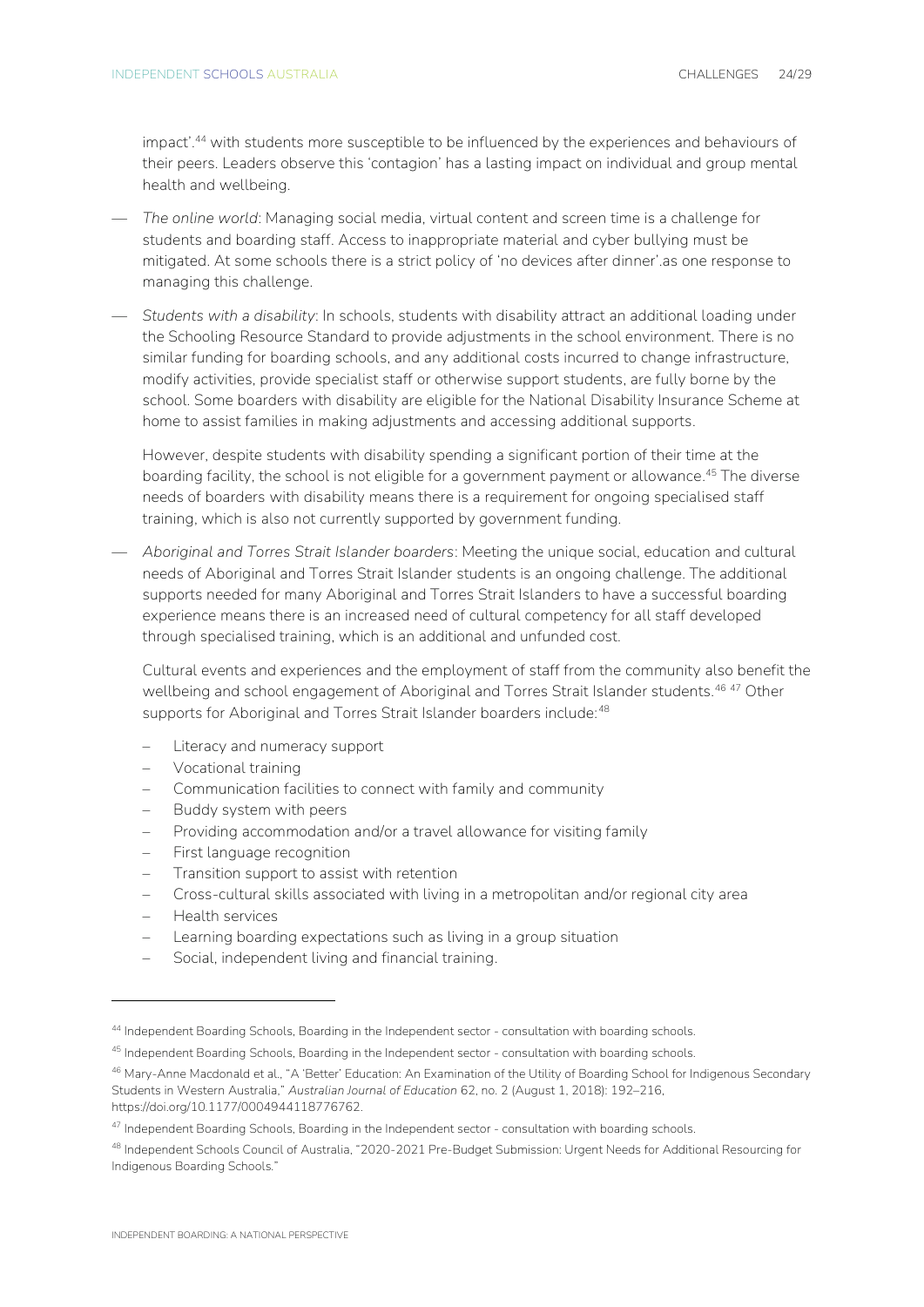impact'.[44] with students more susceptible to be influenced by the experiences and behaviours of their peers. Leaders observe this 'contagion' has a lasting impact on individual and group mental health and wellbeing.

- *The online world*: Managing social media, virtual content and screen time is a challenge for students and boarding staff. Access to inappropriate material and cyber bullying must be mitigated. At some schools there is a strict policy of 'no devices after dinner'.as one response to managing this challenge.
- *Students with a disability*: In schools, students with disability attract an additional loading under the Schooling Resource Standard to provide adjustments in the school environment. There is no similar funding for boarding schools, and any additional costs incurred to change infrastructure, modify activities, provide specialist staff or otherwise support students, are fully borne by the school. Some boarders with disability are eligible for the National Disability Insurance Scheme at home to assist families in making adjustments and accessing additional supports.

  However, despite students with disability spending a significant portion of their time at the boarding facility, the school is not eligible for a government payment or allowance.[45] The diverse needs of boarders with disability means there is a requirement for ongoing specialised staff training, which is also not currently supported by government funding.
- *Aboriginal and Torres Strait Islander boarders*: Meeting the unique social, education and cultural needs of Aboriginal and Torres Strait Islander students is an ongoing challenge. The additional supports needed for many Aboriginal and Torres Strait Islanders to have a successful boarding experience means there is an increased need of cultural competency for all staff developed through specialised training, which is an additional and unfunded cost.

  Cultural events and experiences and the employment of staff from the community also benefit the wellbeing and school engagement of Aboriginal and Torres Strait Islander students.[46] [47] Other supports for Aboriginal and Torres Strait Islander boarders include:[48]

  - Literacy and numeracy support
  - Vocational training
  - Communication facilities to connect with family and community
  - Buddy system with peers
  - Providing accommodation and/or a travel allowance for visiting family
  - First language recognition
  - Transition support to assist with retention
  - Cross-cultural skills associated with living in a metropolitan and/or regional city area
  - Health services
  - Learning boarding expectations such as living in a group situation
  - Social, independent living and financial training.

---

[44] Independent Boarding Schools, Boarding in the Independent sector - consultation with boarding schools.

[45] Independent Boarding Schools, Boarding in the Independent sector - consultation with boarding schools.

[46] Mary-Anne Macdonald et al., "A 'Better' Education: An Examination of the Utility of Boarding School for Indigenous Secondary Students in Western Australia," *Australian Journal of Education* 62, no. 2 (August 1, 2018): 192–216, https://doi.org/10.1177/0004944118776762.

[47] Independent Boarding Schools, Boarding in the Independent sector - consultation with boarding schools.

[48] Independent Schools Council of Australia, "2020-2021 Pre-Budget Submission: Urgent Needs for Additional Resourcing for Indigenous Boarding Schools."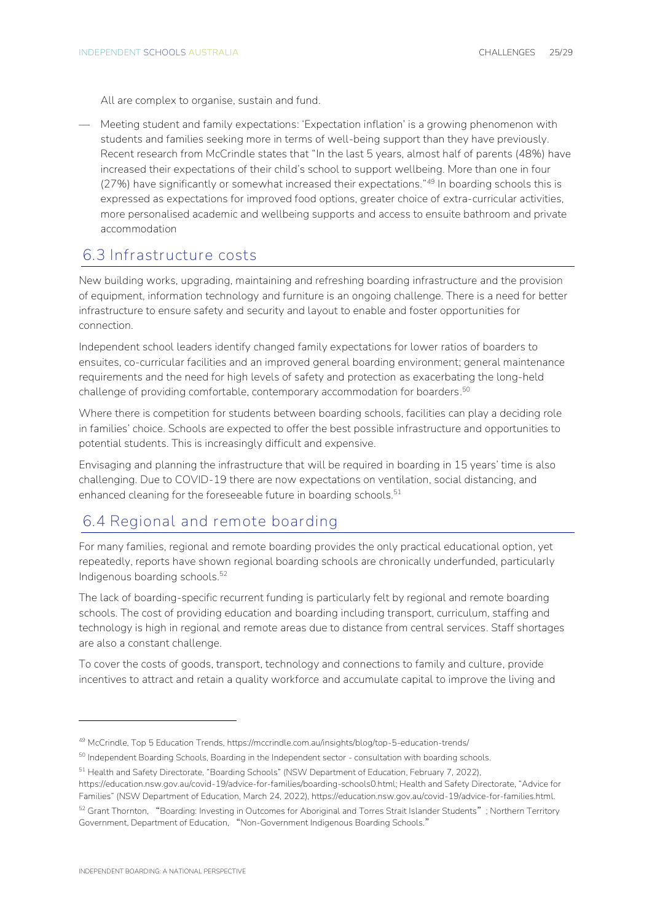All are complex to organise, sustain and fund.

- Meeting student and family expectations: 'Expectation inflation' is a growing phenomenon with students and families seeking more in terms of well-being support than they have previously. Recent research from McCrindle states that "In the last 5 years, almost half of parents (48%) have increased their expectations of their child's school to support wellbeing. More than one in four (27%) have significantly or somewhat increased their expectations."[49] In boarding schools this is expressed as expectations for improved food options, greater choice of extra-curricular activities, more personalised academic and wellbeing supports and access to ensuite bathroom and private accommodation

## 6.3 Infrastructure costs

New building works, upgrading, maintaining and refreshing boarding infrastructure and the provision of equipment, information technology and furniture is an ongoing challenge. There is a need for better infrastructure to ensure safety and security and layout to enable and foster opportunities for connection.

Independent school leaders identify changed family expectations for lower ratios of boarders to ensuites, co-curricular facilities and an improved general boarding environment; general maintenance requirements and the need for high levels of safety and protection as exacerbating the long-held challenge of providing comfortable, contemporary accommodation for boarders.[50]

Where there is competition for students between boarding schools, facilities can play a deciding role in families' choice. Schools are expected to offer the best possible infrastructure and opportunities to potential students. This is increasingly difficult and expensive.

Envisaging and planning the infrastructure that will be required in boarding in 15 years' time is also challenging. Due to COVID-19 there are now expectations on ventilation, social distancing, and enhanced cleaning for the foreseeable future in boarding schools.[51]

## 6.4 Regional and remote boarding

For many families, regional and remote boarding provides the only practical educational option, yet repeatedly, reports have shown regional boarding schools are chronically underfunded, particularly Indigenous boarding schools.[52]

The lack of boarding-specific recurrent funding is particularly felt by regional and remote boarding schools. The cost of providing education and boarding including transport, curriculum, staffing and technology is high in regional and remote areas due to distance from central services. Staff shortages are also a constant challenge.

To cover the costs of goods, transport, technology and connections to family and culture, provide incentives to attract and retain a quality workforce and accumulate capital to improve the living and

---

[49] McCrindle, Top 5 Education Trends, https://mccrindle.com.au/insights/blog/top-5-education-trends/

[50] Independent Boarding Schools, Boarding in the Independent sector - consultation with boarding schools.

[51] Health and Safety Directorate, "Boarding Schools" (NSW Department of Education, February 7, 2022), https://education.nsw.gov.au/covid-19/advice-for-families/boarding-schools0.html; Health and Safety Directorate, "Advice for Families" (NSW Department of Education, March 24, 2022), https://education.nsw.gov.au/covid-19/advice-for-families.html.

[52] Grant Thornton, "Boarding: Investing in Outcomes for Aboriginal and Torres Strait Islander Students"; Northern Territory Government, Department of Education, "Non-Government Indigenous Boarding Schools."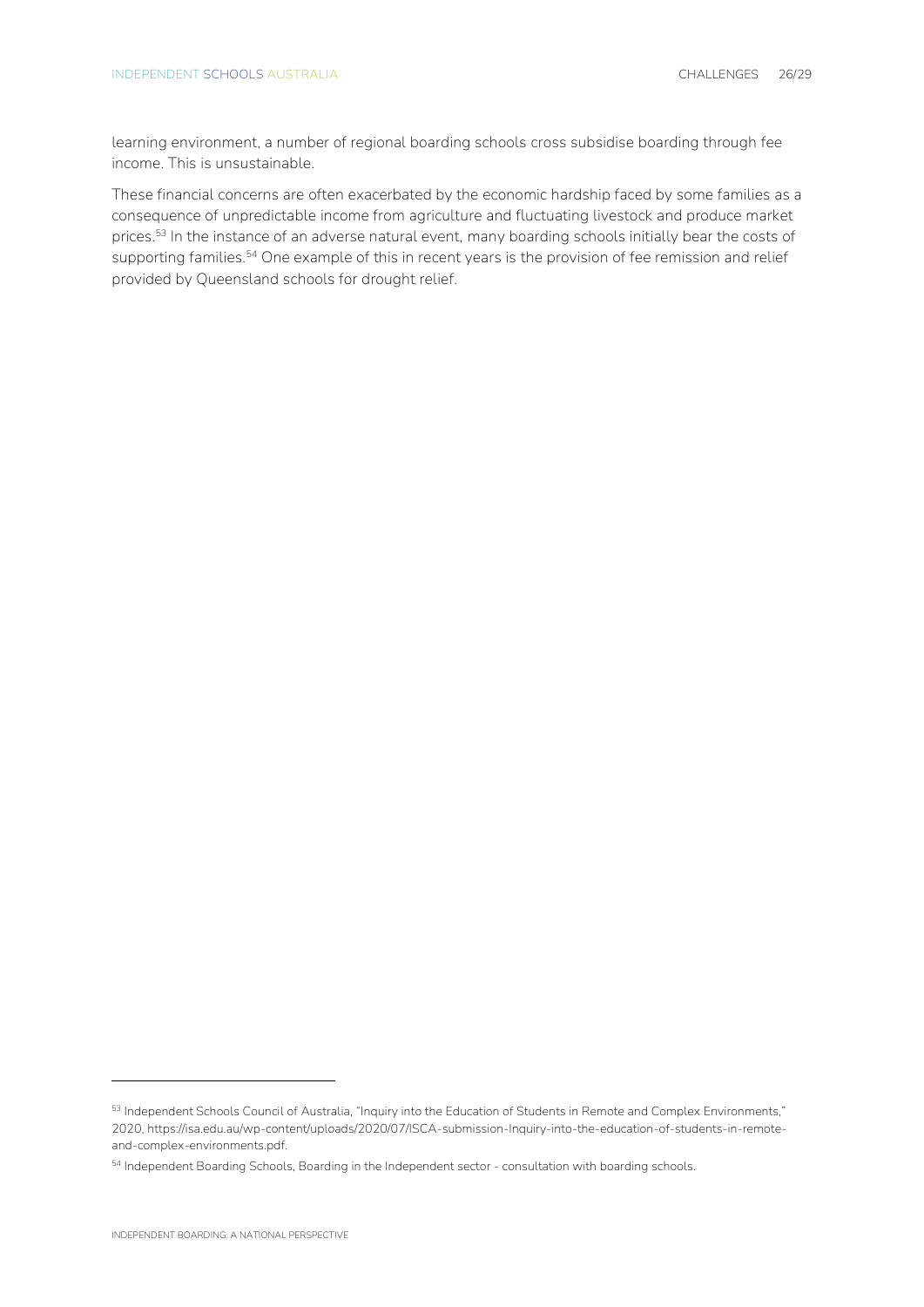learning environment, a number of regional boarding schools cross subsidise boarding through fee income. This is unsustainable.

These financial concerns are often exacerbated by the economic hardship faced by some families as a consequence of unpredictable income from agriculture and fluctuating livestock and produce market prices.[53] In the instance of an adverse natural event, many boarding schools initially bear the costs of supporting families.[54] One example of this in recent years is the provision of fee remission and relief provided by Queensland schools for drought relief.

---

[53] Independent Schools Council of Australia, "Inquiry into the Education of Students in Remote and Complex Environments," 2020, https://isa.edu.au/wp-content/uploads/2020/07/ISCA-submission-Inquiry-into-the-education-of-students-in-remote-and-complex-environments.pdf.

[54] Independent Boarding Schools, Boarding in the Independent sector - consultation with boarding schools.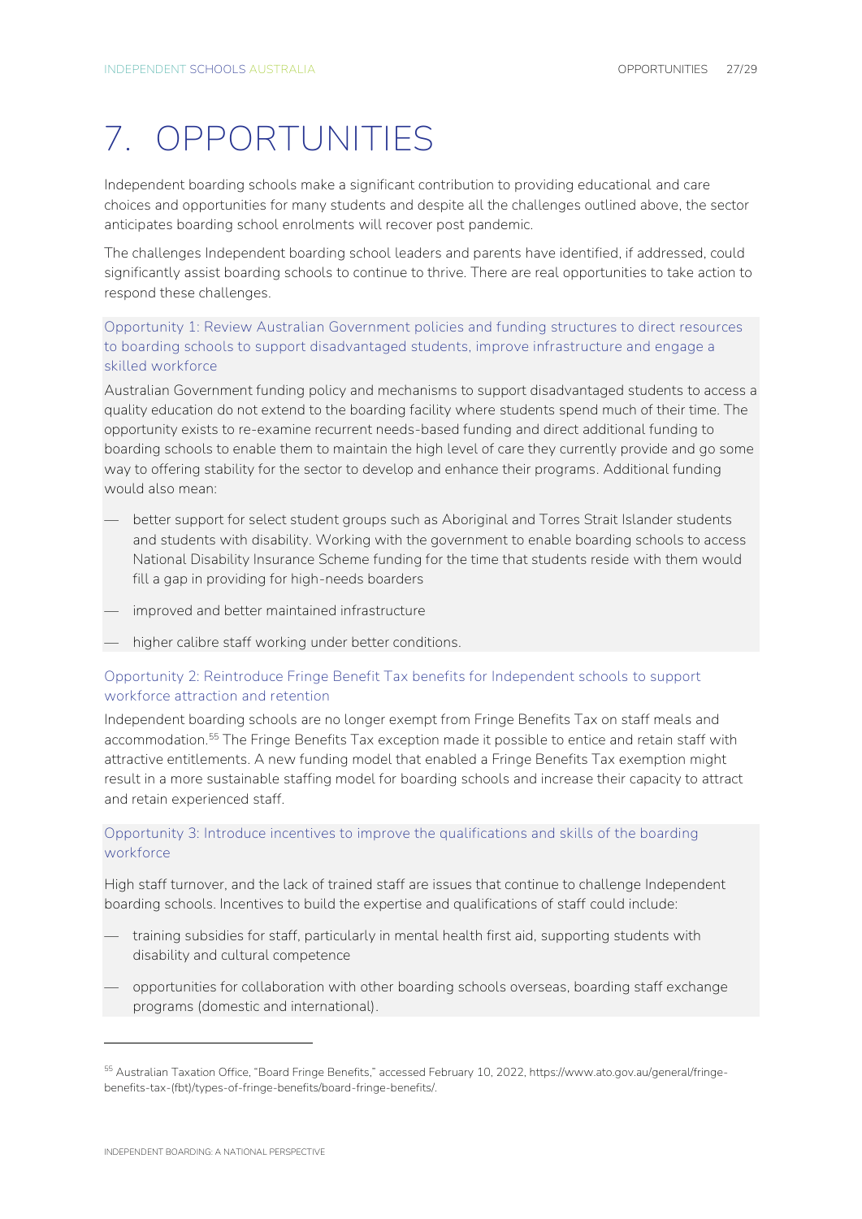# 7. OPPORTUNITIES

Independent boarding schools make a significant contribution to providing educational and care choices and opportunities for many students and despite all the challenges outlined above, the sector anticipates boarding school enrolments will recover post pandemic.

The challenges Independent boarding school leaders and parents have identified, if addressed, could significantly assist boarding schools to continue to thrive. There are real opportunities to take action to respond these challenges.

### Opportunity 1: Review Australian Government policies and funding structures to direct resources to boarding schools to support disadvantaged students, improve infrastructure and engage a skilled workforce

Australian Government funding policy and mechanisms to support disadvantaged students to access a quality education do not extend to the boarding facility where students spend much of their time. The opportunity exists to re-examine recurrent needs-based funding and direct additional funding to boarding schools to enable them to maintain the high level of care they currently provide and go some way to offering stability for the sector to develop and enhance their programs. Additional funding would also mean:

- better support for select student groups such as Aboriginal and Torres Strait Islander students and students with disability. Working with the government to enable boarding schools to access National Disability Insurance Scheme funding for the time that students reside with them would fill a gap in providing for high-needs boarders
- improved and better maintained infrastructure
- higher calibre staff working under better conditions.

### Opportunity 2: Reintroduce Fringe Benefit Tax benefits for Independent schools to support workforce attraction and retention

Independent boarding schools are no longer exempt from Fringe Benefits Tax on staff meals and accommodation.[55] The Fringe Benefits Tax exception made it possible to entice and retain staff with attractive entitlements. A new funding model that enabled a Fringe Benefits Tax exemption might result in a more sustainable staffing model for boarding schools and increase their capacity to attract and retain experienced staff.

### Opportunity 3: Introduce incentives to improve the qualifications and skills of the boarding workforce

High staff turnover, and the lack of trained staff are issues that continue to challenge Independent boarding schools. Incentives to build the expertise and qualifications of staff could include:

- training subsidies for staff, particularly in mental health first aid, supporting students with disability and cultural competence
- opportunities for collaboration with other boarding schools overseas, boarding staff exchange programs (domestic and international).

---

[55] Australian Taxation Office, "Board Fringe Benefits," accessed February 10, 2022, https://www.ato.gov.au/general/fringe-benefits-tax-(fbt)/types-of-fringe-benefits/board-fringe-benefits/.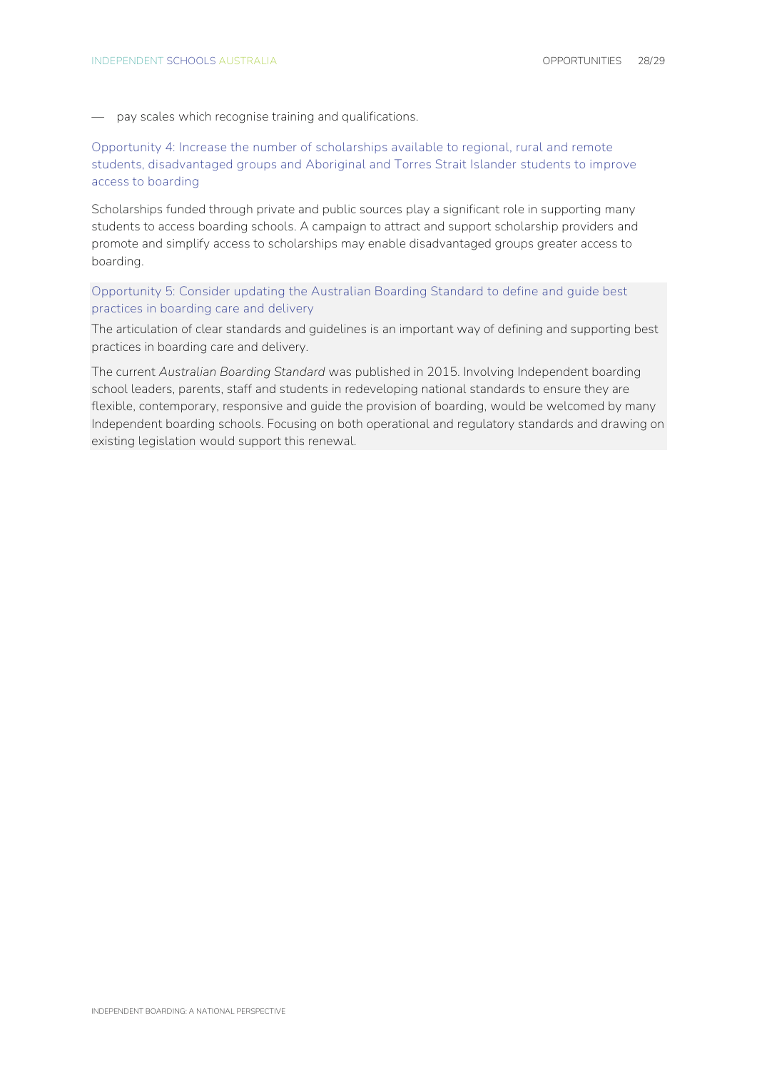- pay scales which recognise training and qualifications.

### Opportunity 4: Increase the number of scholarships available to regional, rural and remote students, disadvantaged groups and Aboriginal and Torres Strait Islander students to improve access to boarding

Scholarships funded through private and public sources play a significant role in supporting many students to access boarding schools. A campaign to attract and support scholarship providers and promote and simplify access to scholarships may enable disadvantaged groups greater access to boarding.

### Opportunity 5: Consider updating the Australian Boarding Standard to define and guide best practices in boarding care and delivery

The articulation of clear standards and guidelines is an important way of defining and supporting best practices in boarding care and delivery.

The current *Australian Boarding Standard* was published in 2015. Involving Independent boarding school leaders, parents, staff and students in redeveloping national standards to ensure they are flexible, contemporary, responsive and guide the provision of boarding, would be welcomed by many Independent boarding schools. Focusing on both operational and regulatory standards and drawing on existing legislation would support this renewal.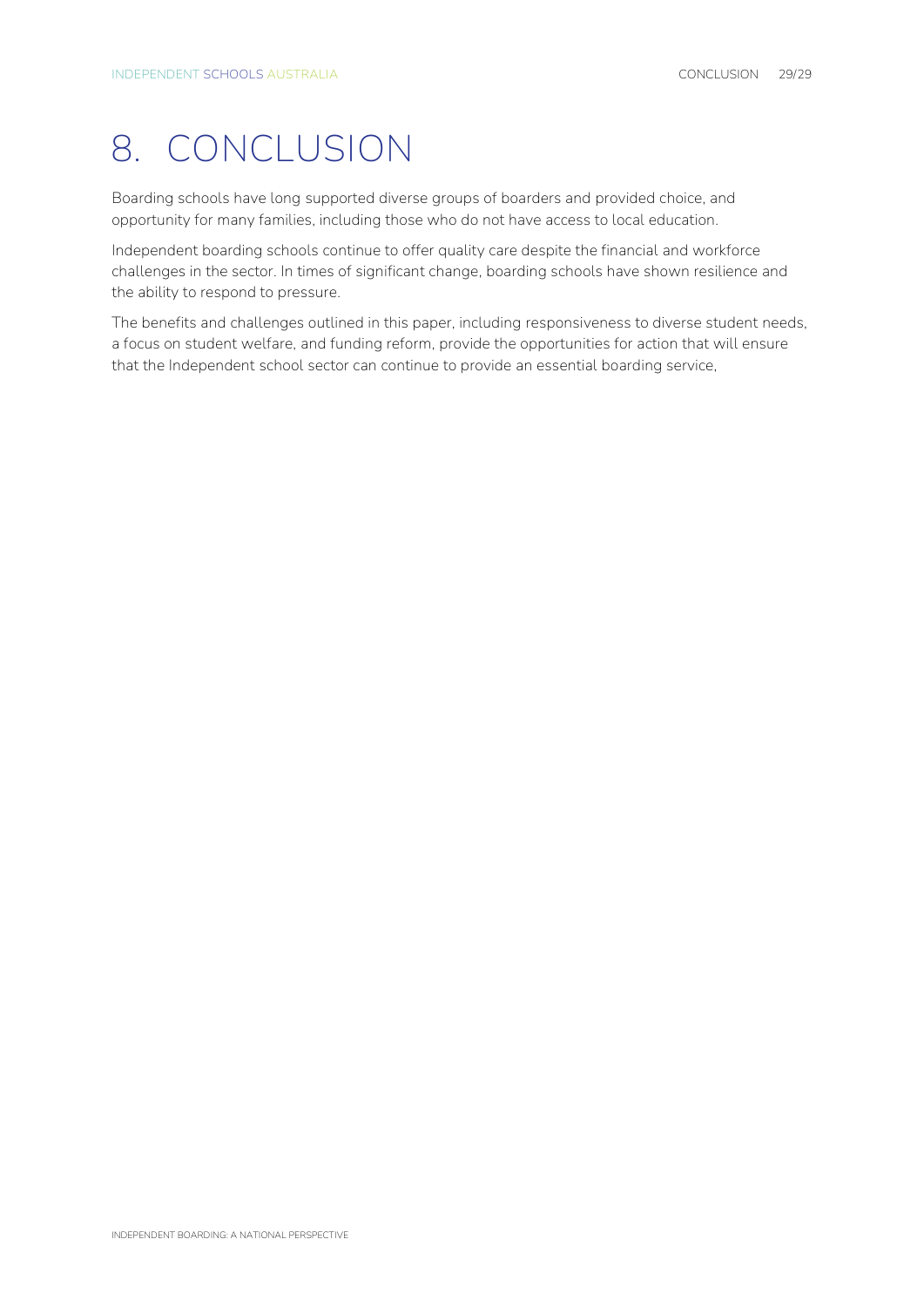# 8. CONCLUSION

Boarding schools have long supported diverse groups of boarders and provided choice, and opportunity for many families, including those who do not have access to local education.

Independent boarding schools continue to offer quality care despite the financial and workforce challenges in the sector. In times of significant change, boarding schools have shown resilience and the ability to respond to pressure.

The benefits and challenges outlined in this paper, including responsiveness to diverse student needs, a focus on student welfare, and funding reform, provide the opportunities for action that will ensure that the Independent school sector can continue to provide an essential boarding service,